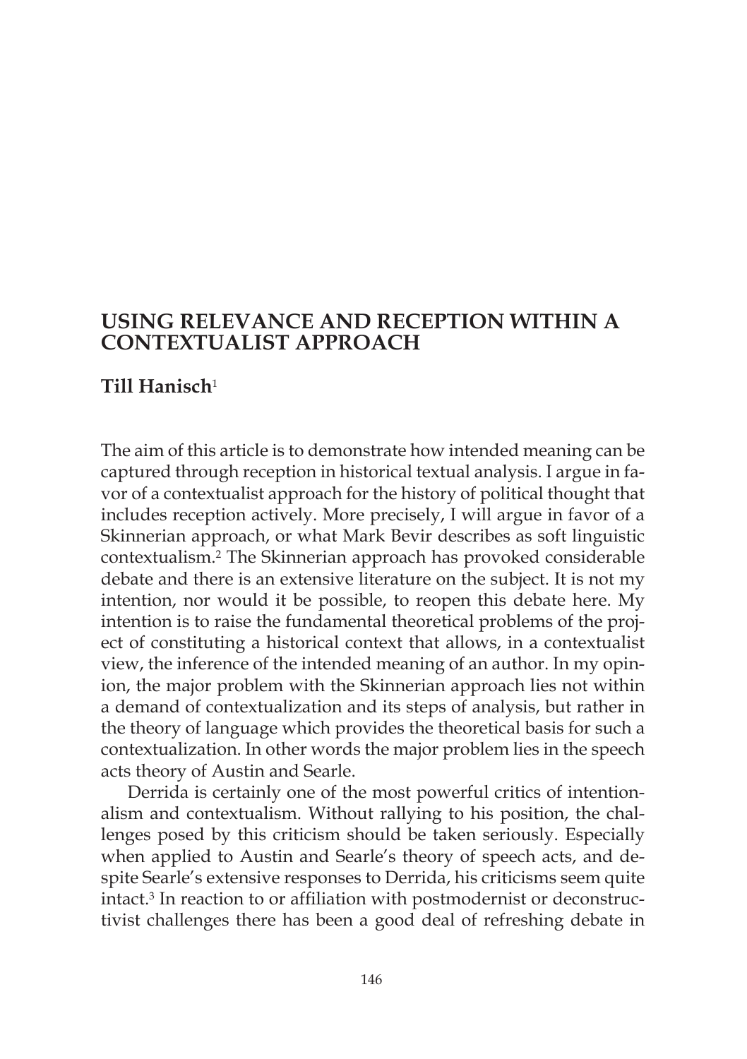# USING RELEVANCE AND RECEPTION WITHIN A CONTEXTUALIST APPROACH

**Till Hanisch**[1]

The aim of this article is to demonstrate how intended meaning can be captured through reception in historical textual analysis. I argue in favor of a contextualist approach for the history of political thought that includes reception actively. More precisely, I will argue in favor of a Skinnerian approach, or what Mark Bevir describes as soft linguistic contextualism.[2] The Skinnerian approach has provoked considerable debate and there is an extensive literature on the subject. It is not my intention, nor would it be possible, to reopen this debate here. My intention is to raise the fundamental theoretical problems of the project of constituting a historical context that allows, in a contextualist view, the inference of the intended meaning of an author. In my opinion, the major problem with the Skinnerian approach lies not within a demand of contextualization and its steps of analysis, but rather in the theory of language which provides the theoretical basis for such a contextualization. In other words the major problem lies in the speech acts theory of Austin and Searle.

Derrida is certainly one of the most powerful critics of intentionalism and contextualism. Without rallying to his position, the challenges posed by this criticism should be taken seriously. Especially when applied to Austin and Searle's theory of speech acts, and despite Searle's extensive responses to Derrida, his criticisms seem quite intact.[3] In reaction to or affiliation with postmodernist or deconstructivist challenges there has been a good deal of refreshing debate in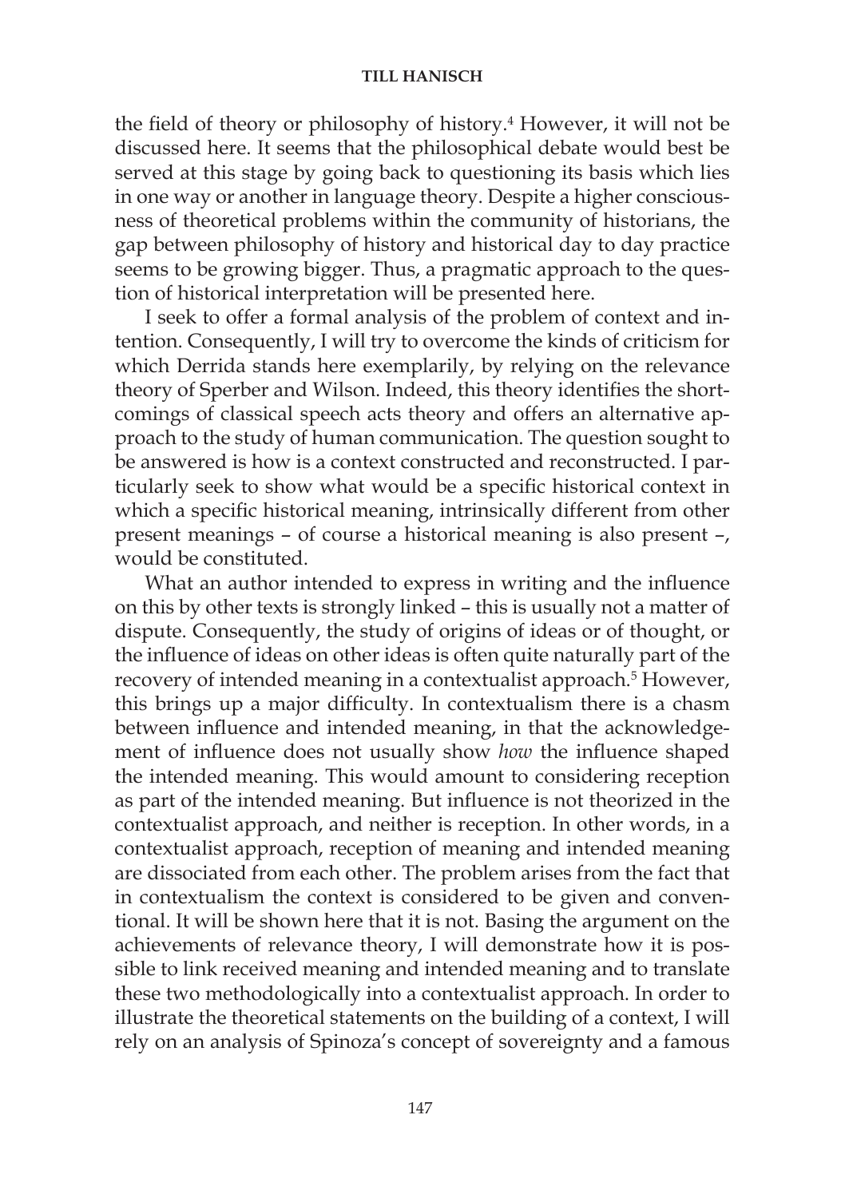the field of theory or philosophy of history.[4] However, it will not be discussed here. It seems that the philosophical debate would best be served at this stage by going back to questioning its basis which lies in one way or another in language theory. Despite a higher consciousness of theoretical problems within the community of historians, the gap between philosophy of history and historical day to day practice seems to be growing bigger. Thus, a pragmatic approach to the question of historical interpretation will be presented here.

I seek to offer a formal analysis of the problem of context and intention. Consequently, I will try to overcome the kinds of criticism for which Derrida stands here exemplarily, by relying on the relevance theory of Sperber and Wilson. Indeed, this theory identifies the shortcomings of classical speech acts theory and offers an alternative approach to the study of human communication. The question sought to be answered is how is a context constructed and reconstructed. I particularly seek to show what would be a specific historical context in which a specific historical meaning, intrinsically different from other present meanings – of course a historical meaning is also present –, would be constituted.

What an author intended to express in writing and the influence on this by other texts is strongly linked – this is usually not a matter of dispute. Consequently, the study of origins of ideas or of thought, or the influence of ideas on other ideas is often quite naturally part of the recovery of intended meaning in a contextualist approach.[5] However, this brings up a major difficulty. In contextualism there is a chasm between influence and intended meaning, in that the acknowledgement of influence does not usually show *how* the influence shaped the intended meaning. This would amount to considering reception as part of the intended meaning. But influence is not theorized in the contextualist approach, and neither is reception. In other words, in a contextualist approach, reception of meaning and intended meaning are dissociated from each other. The problem arises from the fact that in contextualism the context is considered to be given and conventional. It will be shown here that it is not. Basing the argument on the achievements of relevance theory, I will demonstrate how it is possible to link received meaning and intended meaning and to translate these two methodologically into a contextualist approach. In order to illustrate the theoretical statements on the building of a context, I will rely on an analysis of Spinoza's concept of sovereignty and a famous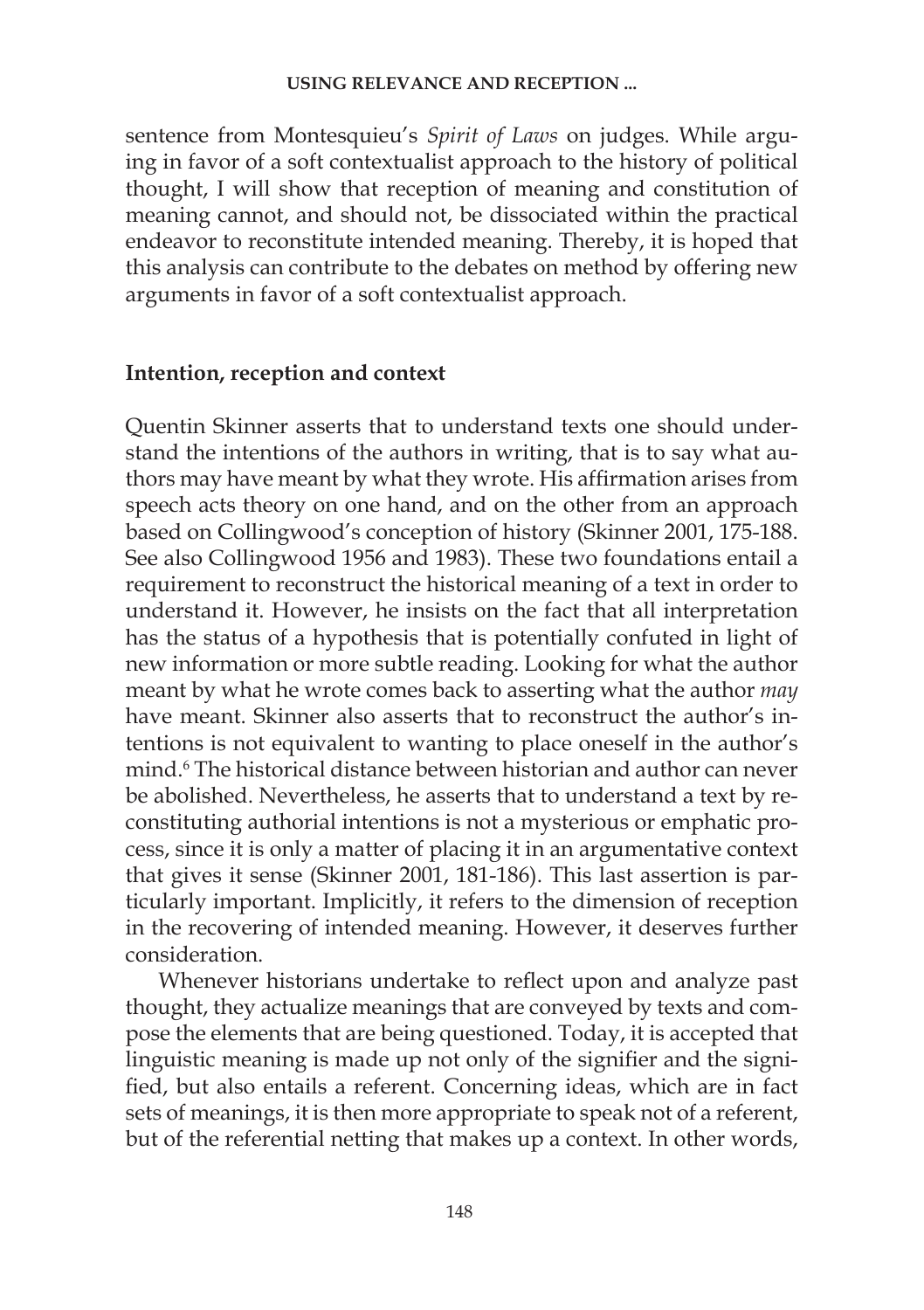sentence from Montesquieu's *Spirit of Laws* on judges. While arguing in favor of a soft contextualist approach to the history of political thought, I will show that reception of meaning and constitution of meaning cannot, and should not, be dissociated within the practical endeavor to reconstitute intended meaning. Thereby, it is hoped that this analysis can contribute to the debates on method by offering new arguments in favor of a soft contextualist approach.

## Intention, reception and context

Quentin Skinner asserts that to understand texts one should understand the intentions of the authors in writing, that is to say what authors may have meant by what they wrote. His affirmation arises from speech acts theory on one hand, and on the other from an approach based on Collingwood's conception of history (Skinner 2001, 175-188. See also Collingwood 1956 and 1983). These two foundations entail a requirement to reconstruct the historical meaning of a text in order to understand it. However, he insists on the fact that all interpretation has the status of a hypothesis that is potentially confuted in light of new information or more subtle reading. Looking for what the author meant by what he wrote comes back to asserting what the author *may* have meant. Skinner also asserts that to reconstruct the author's intentions is not equivalent to wanting to place oneself in the author's mind.[6] The historical distance between historian and author can never be abolished. Nevertheless, he asserts that to understand a text by reconstituting authorial intentions is not a mysterious or emphatic process, since it is only a matter of placing it in an argumentative context that gives it sense (Skinner 2001, 181-186). This last assertion is particularly important. Implicitly, it refers to the dimension of reception in the recovering of intended meaning. However, it deserves further consideration.

Whenever historians undertake to reflect upon and analyze past thought, they actualize meanings that are conveyed by texts and compose the elements that are being questioned. Today, it is accepted that linguistic meaning is made up not only of the signifier and the signified, but also entails a referent. Concerning ideas, which are in fact sets of meanings, it is then more appropriate to speak not of a referent, but of the referential netting that makes up a context. In other words,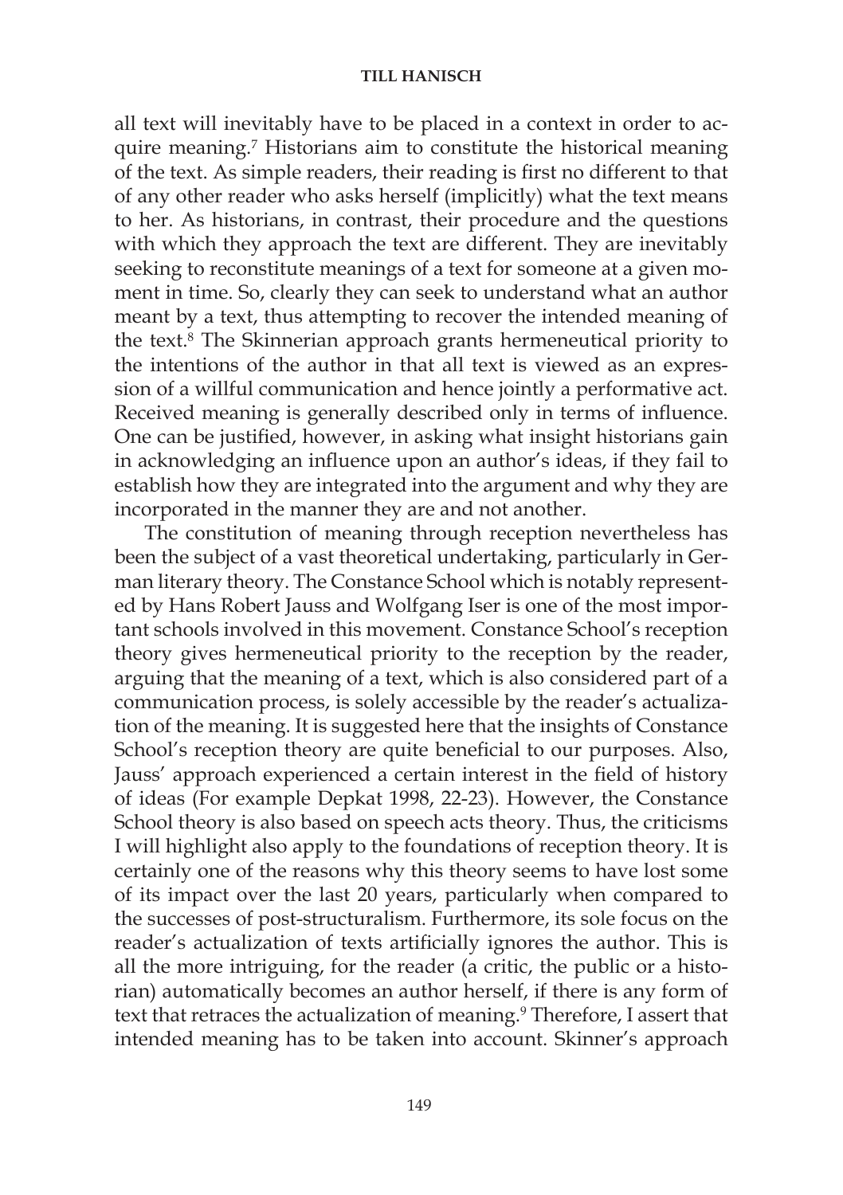all text will inevitably have to be placed in a context in order to acquire meaning.[7] Historians aim to constitute the historical meaning of the text. As simple readers, their reading is first no different to that of any other reader who asks herself (implicitly) what the text means to her. As historians, in contrast, their procedure and the questions with which they approach the text are different. They are inevitably seeking to reconstitute meanings of a text for someone at a given moment in time. So, clearly they can seek to understand what an author meant by a text, thus attempting to recover the intended meaning of the text.[8] The Skinnerian approach grants hermeneutical priority to the intentions of the author in that all text is viewed as an expression of a willful communication and hence jointly a performative act. Received meaning is generally described only in terms of influence. One can be justified, however, in asking what insight historians gain in acknowledging an influence upon an author's ideas, if they fail to establish how they are integrated into the argument and why they are incorporated in the manner they are and not another.

The constitution of meaning through reception nevertheless has been the subject of a vast theoretical undertaking, particularly in German literary theory. The Constance School which is notably represented by Hans Robert Jauss and Wolfgang Iser is one of the most important schools involved in this movement. Constance School's reception theory gives hermeneutical priority to the reception by the reader, arguing that the meaning of a text, which is also considered part of a communication process, is solely accessible by the reader's actualization of the meaning. It is suggested here that the insights of Constance School's reception theory are quite beneficial to our purposes. Also, Jauss' approach experienced a certain interest in the field of history of ideas (For example Depkat 1998, 22-23). However, the Constance School theory is also based on speech acts theory. Thus, the criticisms I will highlight also apply to the foundations of reception theory. It is certainly one of the reasons why this theory seems to have lost some of its impact over the last 20 years, particularly when compared to the successes of post-structuralism. Furthermore, its sole focus on the reader's actualization of texts artificially ignores the author. This is all the more intriguing, for the reader (a critic, the public or a historian) automatically becomes an author herself, if there is any form of text that retraces the actualization of meaning.[9] Therefore, I assert that intended meaning has to be taken into account. Skinner's approach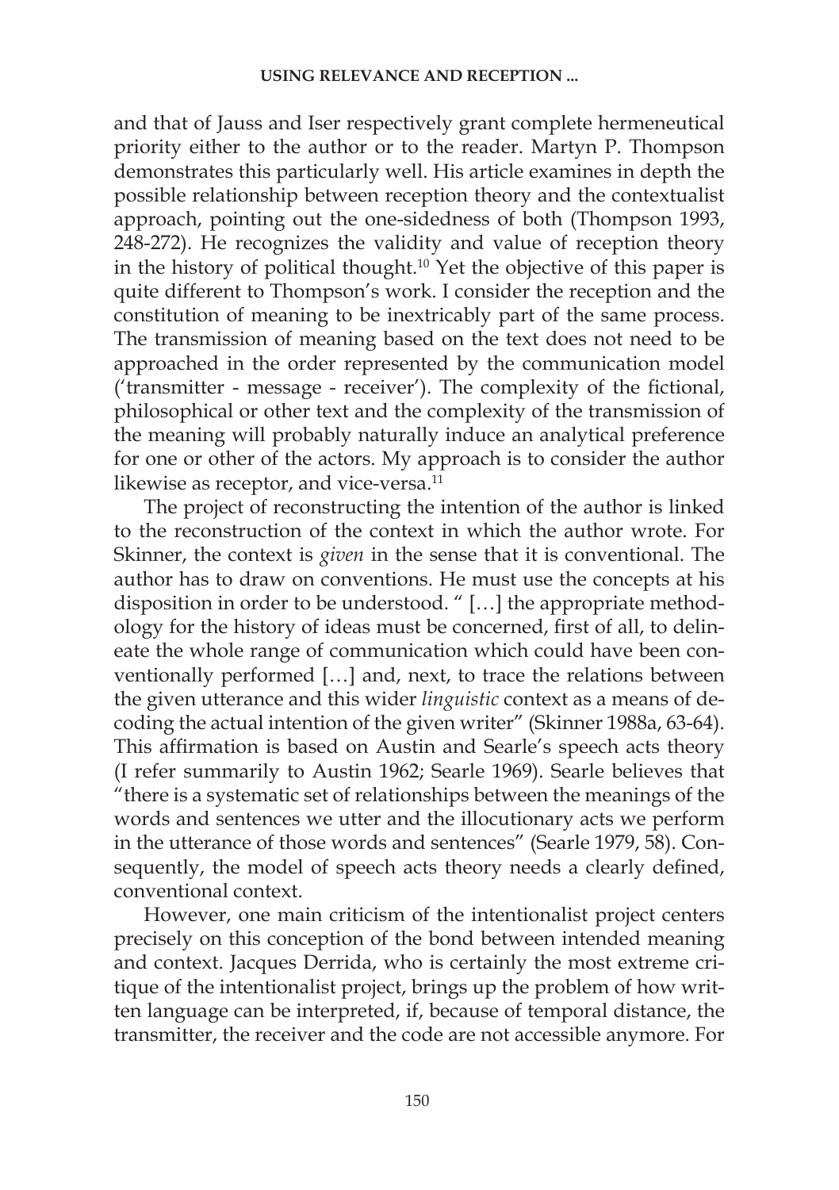and that of Jauss and Iser respectively grant complete hermeneutical priority either to the author or to the reader. Martyn P. Thompson demonstrates this particularly well. His article examines in depth the possible relationship between reception theory and the contextualist approach, pointing out the one-sidedness of both (Thompson 1993, 248-272). He recognizes the validity and value of reception theory in the history of political thought.[10] Yet the objective of this paper is quite different to Thompson's work. I consider the reception and the constitution of meaning to be inextricably part of the same process. The transmission of meaning based on the text does not need to be approached in the order represented by the communication model ('transmitter - message - receiver'). The complexity of the fictional, philosophical or other text and the complexity of the transmission of the meaning will probably naturally induce an analytical preference for one or other of the actors. My approach is to consider the author likewise as receptor, and vice-versa.[11]

The project of reconstructing the intention of the author is linked to the reconstruction of the context in which the author wrote. For Skinner, the context is *given* in the sense that it is conventional. The author has to draw on conventions. He must use the concepts at his disposition in order to be understood. " […] the appropriate methodology for the history of ideas must be concerned, first of all, to delineate the whole range of communication which could have been conventionally performed […] and, next, to trace the relations between the given utterance and this wider *linguistic* context as a means of decoding the actual intention of the given writer" (Skinner 1988a, 63-64). This affirmation is based on Austin and Searle's speech acts theory (I refer summarily to Austin 1962; Searle 1969). Searle believes that "there is a systematic set of relationships between the meanings of the words and sentences we utter and the illocutionary acts we perform in the utterance of those words and sentences" (Searle 1979, 58). Consequently, the model of speech acts theory needs a clearly defined, conventional context.

However, one main criticism of the intentionalist project centers precisely on this conception of the bond between intended meaning and context. Jacques Derrida, who is certainly the most extreme critique of the intentionalist project, brings up the problem of how written language can be interpreted, if, because of temporal distance, the transmitter, the receiver and the code are not accessible anymore. For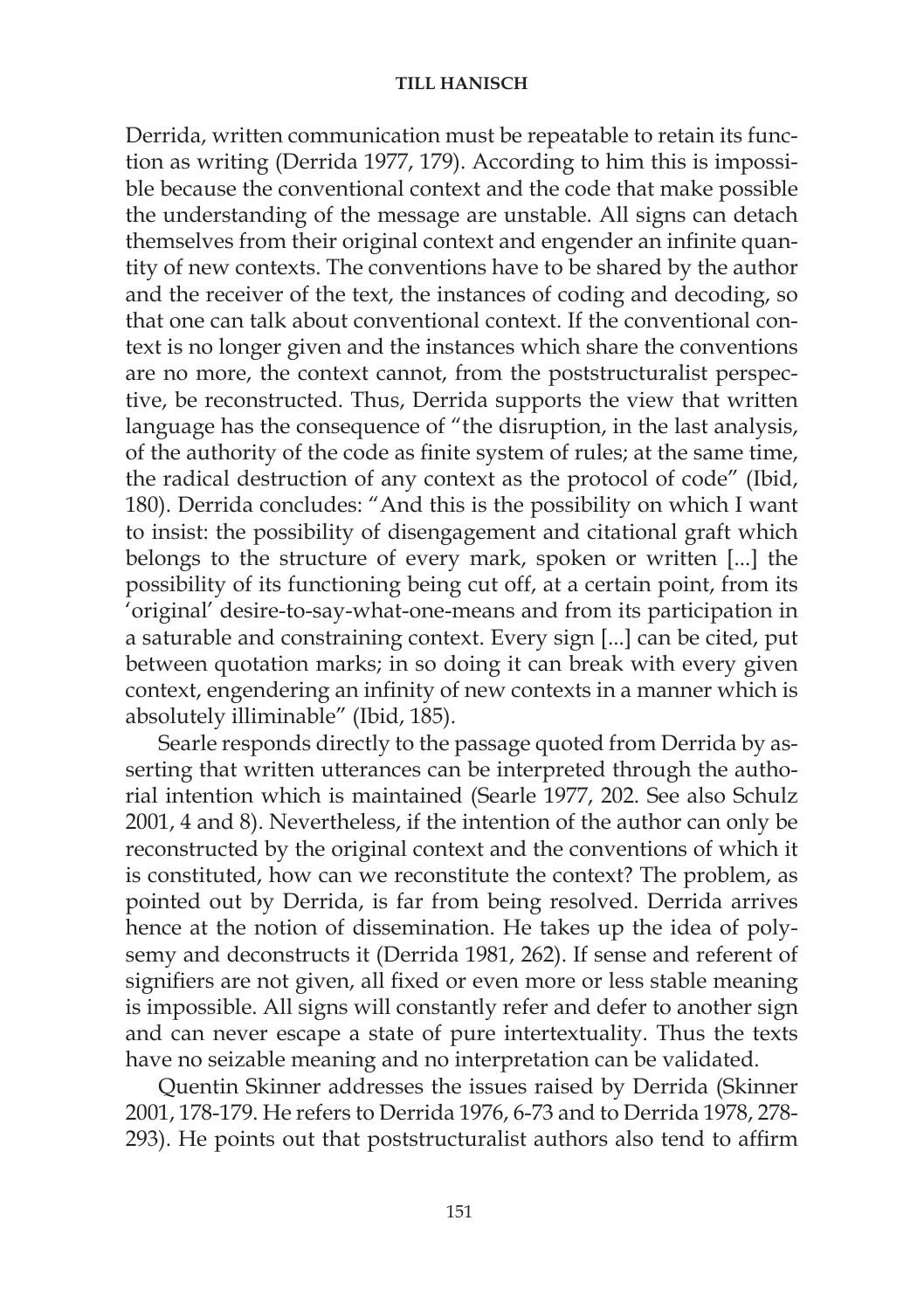Derrida, written communication must be repeatable to retain its function as writing (Derrida 1977, 179). According to him this is impossible because the conventional context and the code that make possible the understanding of the message are unstable. All signs can detach themselves from their original context and engender an infinite quantity of new contexts. The conventions have to be shared by the author and the receiver of the text, the instances of coding and decoding, so that one can talk about conventional context. If the conventional context is no longer given and the instances which share the conventions are no more, the context cannot, from the poststructuralist perspective, be reconstructed. Thus, Derrida supports the view that written language has the consequence of "the disruption, in the last analysis, of the authority of the code as finite system of rules; at the same time, the radical destruction of any context as the protocol of code" (Ibid, 180). Derrida concludes: "And this is the possibility on which I want to insist: the possibility of disengagement and citational graft which belongs to the structure of every mark, spoken or written [...] the possibility of its functioning being cut off, at a certain point, from its 'original' desire-to-say-what-one-means and from its participation in a saturable and constraining context. Every sign [...] can be cited, put between quotation marks; in so doing it can break with every given context, engendering an infinity of new contexts in a manner which is absolutely illiminable" (Ibid, 185).

Searle responds directly to the passage quoted from Derrida by asserting that written utterances can be interpreted through the authorial intention which is maintained (Searle 1977, 202. See also Schulz 2001, 4 and 8). Nevertheless, if the intention of the author can only be reconstructed by the original context and the conventions of which it is constituted, how can we reconstitute the context? The problem, as pointed out by Derrida, is far from being resolved. Derrida arrives hence at the notion of dissemination. He takes up the idea of polysemy and deconstructs it (Derrida 1981, 262). If sense and referent of signifiers are not given, all fixed or even more or less stable meaning is impossible. All signs will constantly refer and defer to another sign and can never escape a state of pure intertextuality. Thus the texts have no seizable meaning and no interpretation can be validated.

Quentin Skinner addresses the issues raised by Derrida (Skinner 2001, 178-179. He refers to Derrida 1976, 6-73 and to Derrida 1978, 278-293). He points out that poststructuralist authors also tend to affirm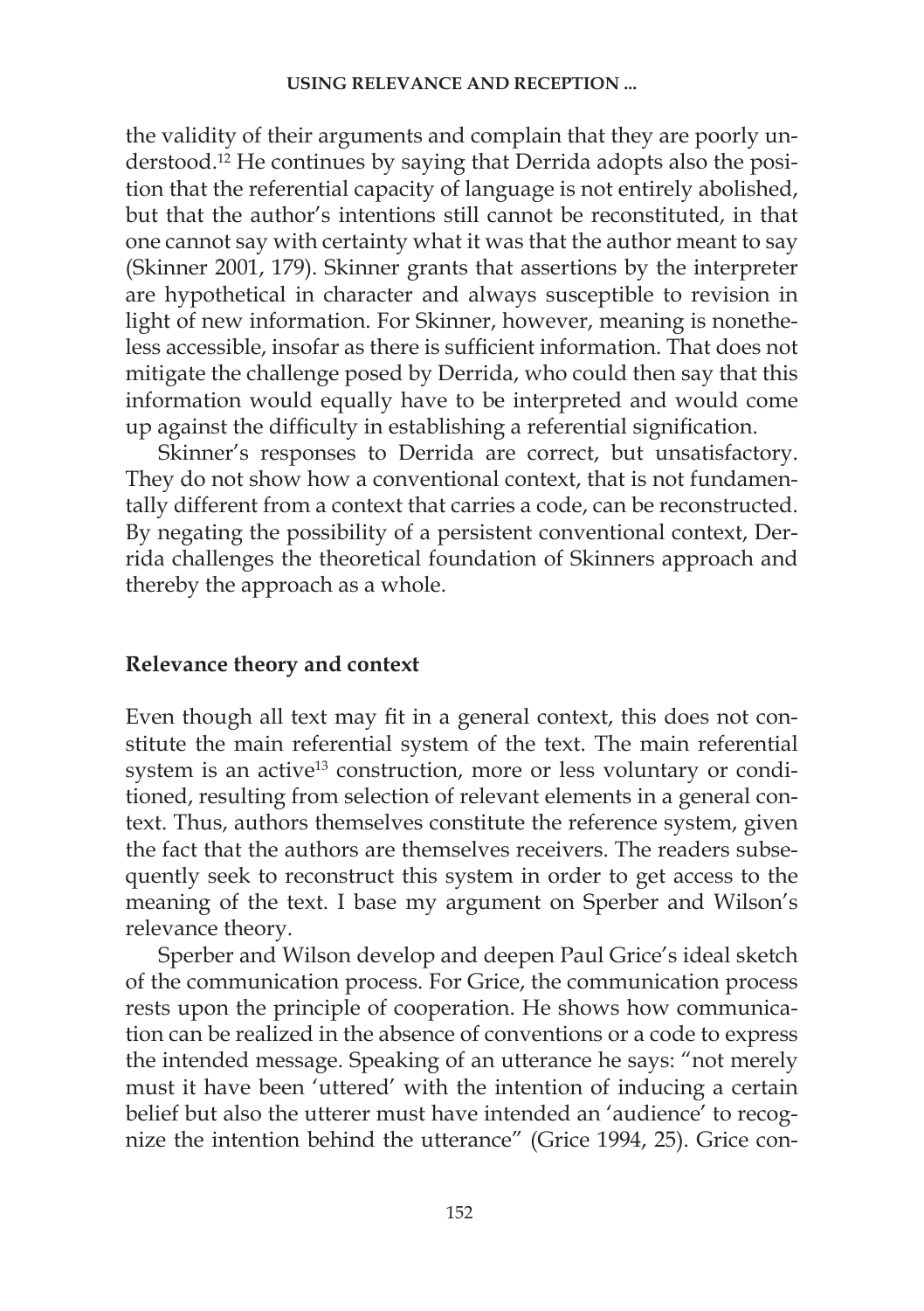the validity of their arguments and complain that they are poorly understood.[12] He continues by saying that Derrida adopts also the position that the referential capacity of language is not entirely abolished, but that the author's intentions still cannot be reconstituted, in that one cannot say with certainty what it was that the author meant to say (Skinner 2001, 179). Skinner grants that assertions by the interpreter are hypothetical in character and always susceptible to revision in light of new information. For Skinner, however, meaning is nonetheless accessible, insofar as there is sufficient information. That does not mitigate the challenge posed by Derrida, who could then say that this information would equally have to be interpreted and would come up against the difficulty in establishing a referential signification.

Skinner's responses to Derrida are correct, but unsatisfactory. They do not show how a conventional context, that is not fundamentally different from a context that carries a code, can be reconstructed. By negating the possibility of a persistent conventional context, Derrida challenges the theoretical foundation of Skinners approach and thereby the approach as a whole.

## Relevance theory and context

Even though all text may fit in a general context, this does not constitute the main referential system of the text. The main referential system is an active[13] construction, more or less voluntary or conditioned, resulting from selection of relevant elements in a general context. Thus, authors themselves constitute the reference system, given the fact that the authors are themselves receivers. The readers subsequently seek to reconstruct this system in order to get access to the meaning of the text. I base my argument on Sperber and Wilson's relevance theory.

Sperber and Wilson develop and deepen Paul Grice's ideal sketch of the communication process. For Grice, the communication process rests upon the principle of cooperation. He shows how communication can be realized in the absence of conventions or a code to express the intended message. Speaking of an utterance he says: "not merely must it have been 'uttered' with the intention of inducing a certain belief but also the utterer must have intended an 'audience' to recognize the intention behind the utterance" (Grice 1994, 25). Grice con-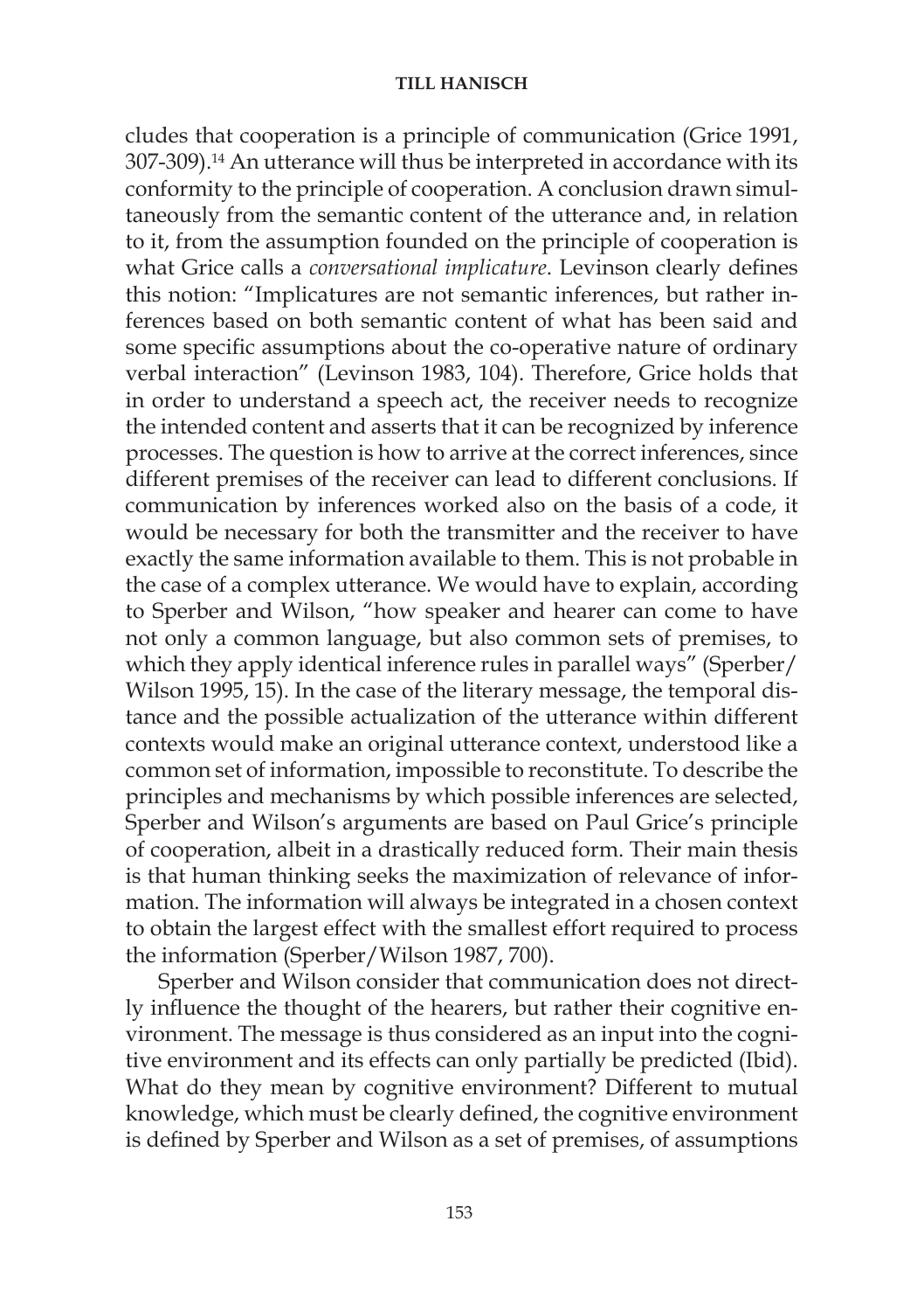cludes that cooperation is a principle of communication (Grice 1991, 307-309).[14] An utterance will thus be interpreted in accordance with its conformity to the principle of cooperation. A conclusion drawn simultaneously from the semantic content of the utterance and, in relation to it, from the assumption founded on the principle of cooperation is what Grice calls a *conversational implicature*. Levinson clearly defines this notion: "Implicatures are not semantic inferences, but rather inferences based on both semantic content of what has been said and some specific assumptions about the co-operative nature of ordinary verbal interaction" (Levinson 1983, 104). Therefore, Grice holds that in order to understand a speech act, the receiver needs to recognize the intended content and asserts that it can be recognized by inference processes. The question is how to arrive at the correct inferences, since different premises of the receiver can lead to different conclusions. If communication by inferences worked also on the basis of a code, it would be necessary for both the transmitter and the receiver to have exactly the same information available to them. This is not probable in the case of a complex utterance. We would have to explain, according to Sperber and Wilson, "how speaker and hearer can come to have not only a common language, but also common sets of premises, to which they apply identical inference rules in parallel ways" (Sperber/Wilson 1995, 15). In the case of the literary message, the temporal distance and the possible actualization of the utterance within different contexts would make an original utterance context, understood like a common set of information, impossible to reconstitute. To describe the principles and mechanisms by which possible inferences are selected, Sperber and Wilson's arguments are based on Paul Grice's principle of cooperation, albeit in a drastically reduced form. Their main thesis is that human thinking seeks the maximization of relevance of information. The information will always be integrated in a chosen context to obtain the largest effect with the smallest effort required to process the information (Sperber/Wilson 1987, 700).

Sperber and Wilson consider that communication does not directly influence the thought of the hearers, but rather their cognitive environment. The message is thus considered as an input into the cognitive environment and its effects can only partially be predicted (Ibid). What do they mean by cognitive environment? Different to mutual knowledge, which must be clearly defined, the cognitive environment is defined by Sperber and Wilson as a set of premises, of assumptions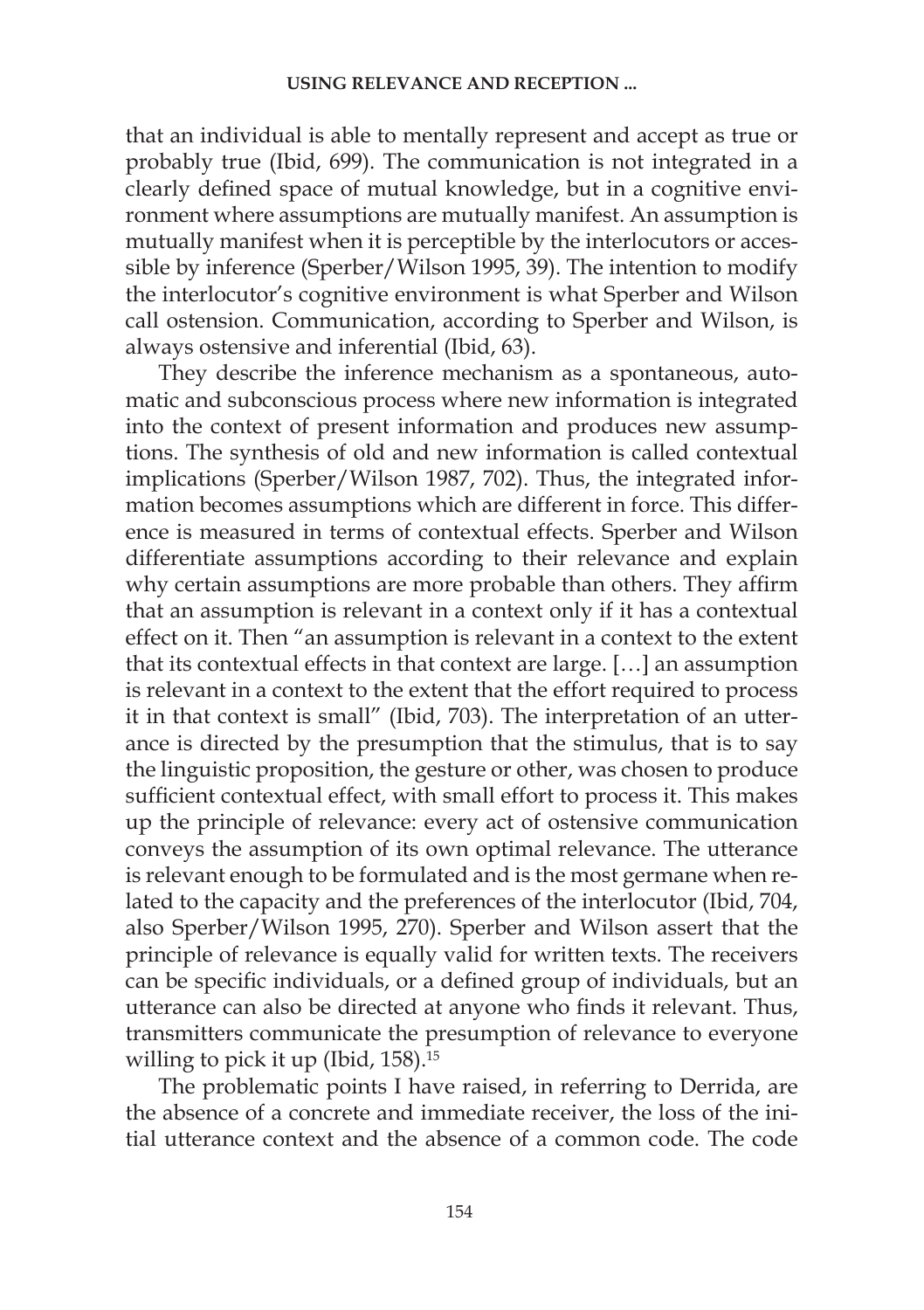that an individual is able to mentally represent and accept as true or probably true (Ibid, 699). The communication is not integrated in a clearly defined space of mutual knowledge, but in a cognitive environment where assumptions are mutually manifest. An assumption is mutually manifest when it is perceptible by the interlocutors or accessible by inference (Sperber/Wilson 1995, 39). The intention to modify the interlocutor's cognitive environment is what Sperber and Wilson call ostension. Communication, according to Sperber and Wilson, is always ostensive and inferential (Ibid, 63).

They describe the inference mechanism as a spontaneous, automatic and subconscious process where new information is integrated into the context of present information and produces new assumptions. The synthesis of old and new information is called contextual implications (Sperber/Wilson 1987, 702). Thus, the integrated information becomes assumptions which are different in force. This difference is measured in terms of contextual effects. Sperber and Wilson differentiate assumptions according to their relevance and explain why certain assumptions are more probable than others. They affirm that an assumption is relevant in a context only if it has a contextual effect on it. Then "an assumption is relevant in a context to the extent that its contextual effects in that context are large. […] an assumption is relevant in a context to the extent that the effort required to process it in that context is small" (Ibid, 703). The interpretation of an utterance is directed by the presumption that the stimulus, that is to say the linguistic proposition, the gesture or other, was chosen to produce sufficient contextual effect, with small effort to process it. This makes up the principle of relevance: every act of ostensive communication conveys the assumption of its own optimal relevance. The utterance is relevant enough to be formulated and is the most germane when related to the capacity and the preferences of the interlocutor (Ibid, 704, also Sperber/Wilson 1995, 270). Sperber and Wilson assert that the principle of relevance is equally valid for written texts. The receivers can be specific individuals, or a defined group of individuals, but an utterance can also be directed at anyone who finds it relevant. Thus, transmitters communicate the presumption of relevance to everyone willing to pick it up (Ibid, 158).[15]

The problematic points I have raised, in referring to Derrida, are the absence of a concrete and immediate receiver, the loss of the initial utterance context and the absence of a common code. The code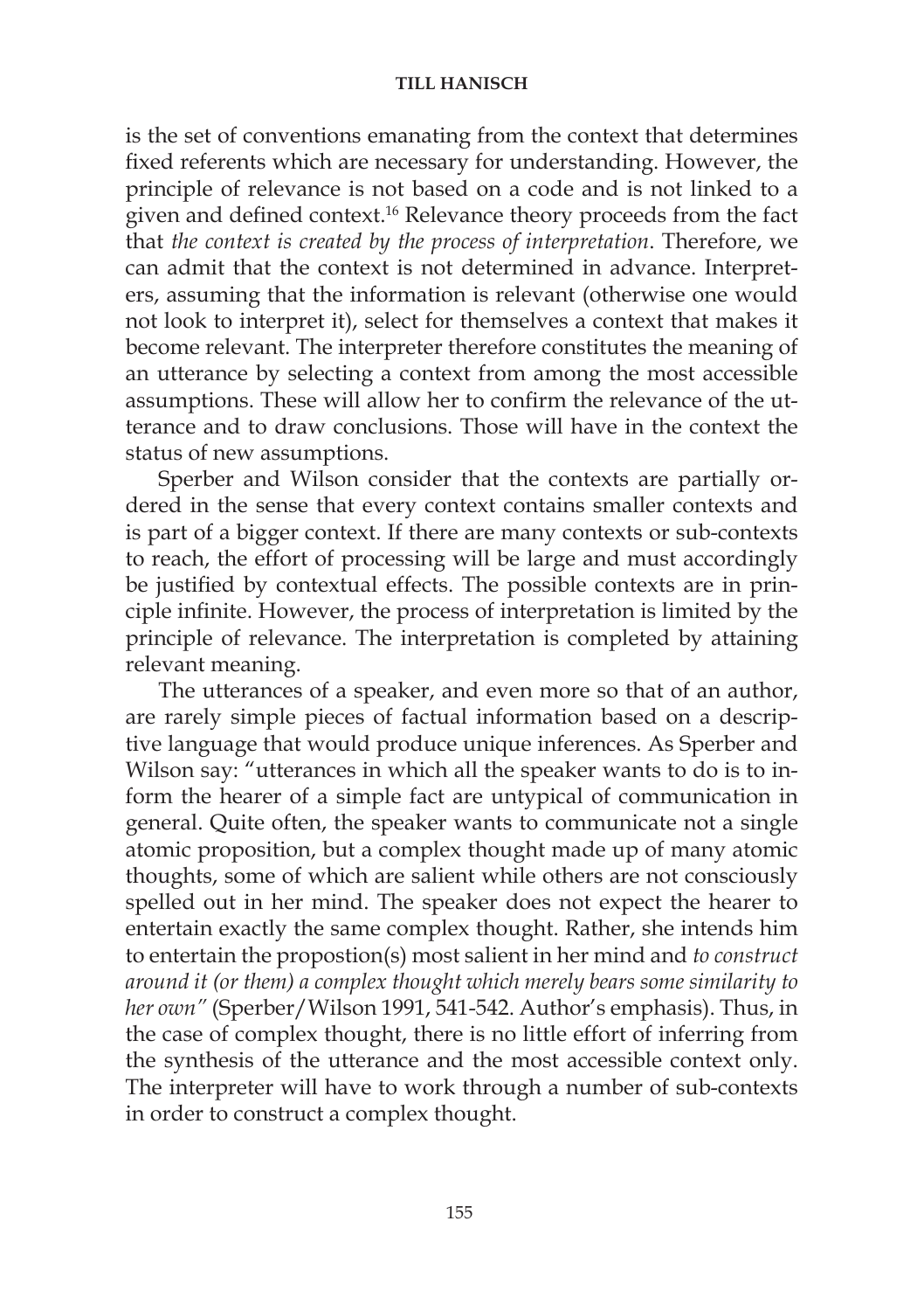is the set of conventions emanating from the context that determines fixed referents which are necessary for understanding. However, the principle of relevance is not based on a code and is not linked to a given and defined context.[16] Relevance theory proceeds from the fact that *the context is created by the process of interpretation*. Therefore, we can admit that the context is not determined in advance. Interpreters, assuming that the information is relevant (otherwise one would not look to interpret it), select for themselves a context that makes it become relevant. The interpreter therefore constitutes the meaning of an utterance by selecting a context from among the most accessible assumptions. These will allow her to confirm the relevance of the utterance and to draw conclusions. Those will have in the context the status of new assumptions.

Sperber and Wilson consider that the contexts are partially ordered in the sense that every context contains smaller contexts and is part of a bigger context. If there are many contexts or sub-contexts to reach, the effort of processing will be large and must accordingly be justified by contextual effects. The possible contexts are in principle infinite. However, the process of interpretation is limited by the principle of relevance. The interpretation is completed by attaining relevant meaning.

The utterances of a speaker, and even more so that of an author, are rarely simple pieces of factual information based on a descriptive language that would produce unique inferences. As Sperber and Wilson say: "utterances in which all the speaker wants to do is to inform the hearer of a simple fact are untypical of communication in general. Quite often, the speaker wants to communicate not a single atomic proposition, but a complex thought made up of many atomic thoughts, some of which are salient while others are not consciously spelled out in her mind. The speaker does not expect the hearer to entertain exactly the same complex thought. Rather, she intends him to entertain the propostion(s) most salient in her mind and *to construct around it (or them) a complex thought which merely bears some similarity to her own"* (Sperber/Wilson 1991, 541-542. Author's emphasis). Thus, in the case of complex thought, there is no little effort of inferring from the synthesis of the utterance and the most accessible context only. The interpreter will have to work through a number of sub-contexts in order to construct a complex thought.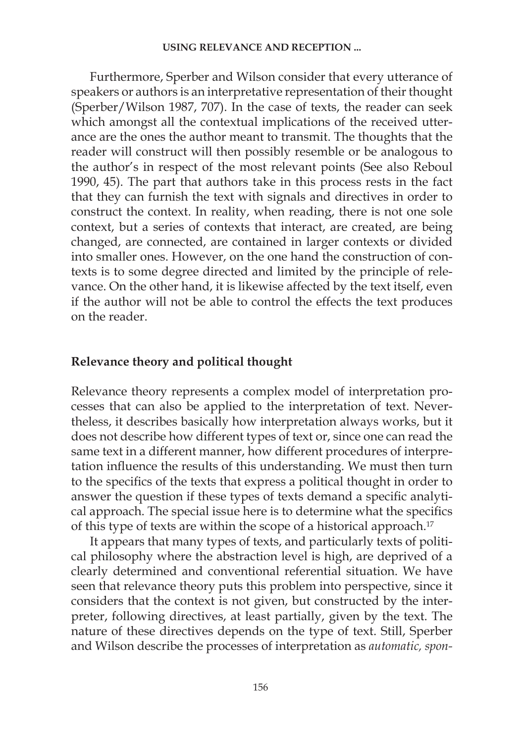Furthermore, Sperber and Wilson consider that every utterance of speakers or authors is an interpretative representation of their thought (Sperber/Wilson 1987, 707). In the case of texts, the reader can seek which amongst all the contextual implications of the received utterance are the ones the author meant to transmit. The thoughts that the reader will construct will then possibly resemble or be analogous to the author's in respect of the most relevant points (See also Reboul 1990, 45). The part that authors take in this process rests in the fact that they can furnish the text with signals and directives in order to construct the context. In reality, when reading, there is not one sole context, but a series of contexts that interact, are created, are being changed, are connected, are contained in larger contexts or divided into smaller ones. However, on the one hand the construction of contexts is to some degree directed and limited by the principle of relevance. On the other hand, it is likewise affected by the text itself, even if the author will not be able to control the effects the text produces on the reader.

## Relevance theory and political thought

Relevance theory represents a complex model of interpretation processes that can also be applied to the interpretation of text. Nevertheless, it describes basically how interpretation always works, but it does not describe how different types of text or, since one can read the same text in a different manner, how different procedures of interpretation influence the results of this understanding. We must then turn to the specifics of the texts that express a political thought in order to answer the question if these types of texts demand a specific analytical approach. The special issue here is to determine what the specifics of this type of texts are within the scope of a historical approach.[17]

It appears that many types of texts, and particularly texts of political philosophy where the abstraction level is high, are deprived of a clearly determined and conventional referential situation. We have seen that relevance theory puts this problem into perspective, since it considers that the context is not given, but constructed by the interpreter, following directives, at least partially, given by the text. The nature of these directives depends on the type of text. Still, Sperber and Wilson describe the processes of interpretation as *automatic, spon-*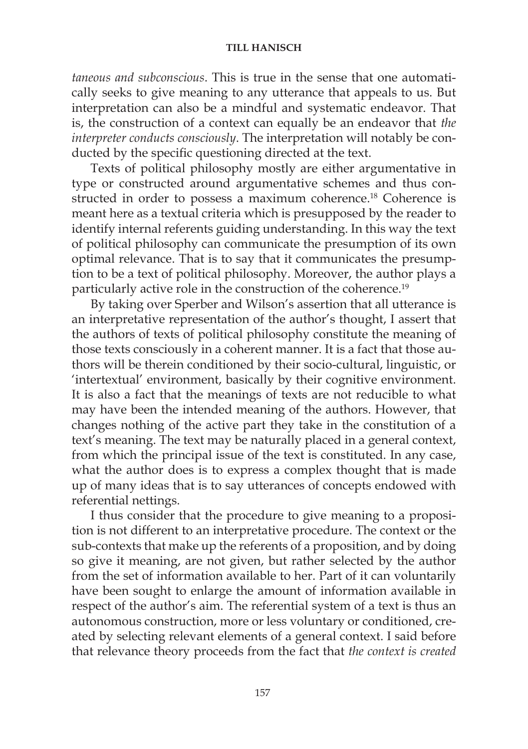*taneous and subconscious*. This is true in the sense that one automatically seeks to give meaning to any utterance that appeals to us. But interpretation can also be a mindful and systematic endeavor. That is, the construction of a context can equally be an endeavor that *the interpreter conducts consciously*. The interpretation will notably be conducted by the specific questioning directed at the text.

Texts of political philosophy mostly are either argumentative in type or constructed around argumentative schemes and thus constructed in order to possess a maximum coherence.[18] Coherence is meant here as a textual criteria which is presupposed by the reader to identify internal referents guiding understanding. In this way the text of political philosophy can communicate the presumption of its own optimal relevance. That is to say that it communicates the presumption to be a text of political philosophy. Moreover, the author plays a particularly active role in the construction of the coherence.[19]

By taking over Sperber and Wilson's assertion that all utterance is an interpretative representation of the author's thought, I assert that the authors of texts of political philosophy constitute the meaning of those texts consciously in a coherent manner. It is a fact that those authors will be therein conditioned by their socio-cultural, linguistic, or 'intertextual' environment, basically by their cognitive environment. It is also a fact that the meanings of texts are not reducible to what may have been the intended meaning of the authors. However, that changes nothing of the active part they take in the constitution of a text's meaning. The text may be naturally placed in a general context, from which the principal issue of the text is constituted. In any case, what the author does is to express a complex thought that is made up of many ideas that is to say utterances of concepts endowed with referential nettings.

I thus consider that the procedure to give meaning to a proposition is not different to an interpretative procedure. The context or the sub-contexts that make up the referents of a proposition, and by doing so give it meaning, are not given, but rather selected by the author from the set of information available to her. Part of it can voluntarily have been sought to enlarge the amount of information available in respect of the author's aim. The referential system of a text is thus an autonomous construction, more or less voluntary or conditioned, created by selecting relevant elements of a general context. I said before that relevance theory proceeds from the fact that *the context is created*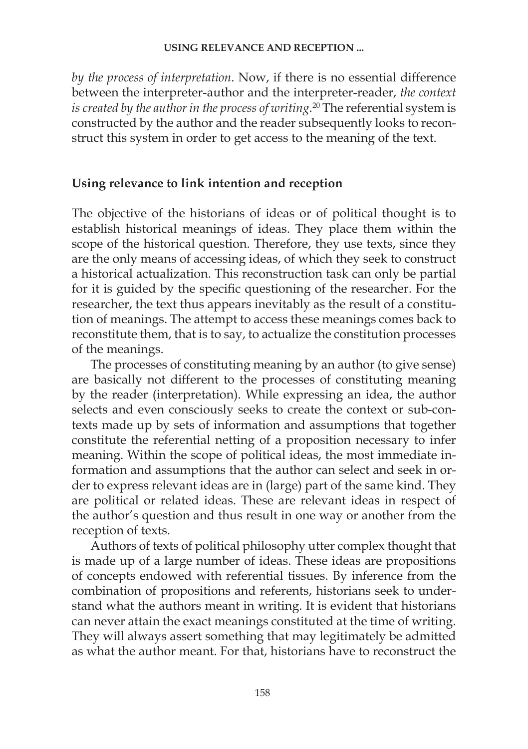*by the process of interpretation*. Now, if there is no essential difference between the interpreter-author and the interpreter-reader, *the context is created by the author in the process of writing*.[20] The referential system is constructed by the author and the reader subsequently looks to reconstruct this system in order to get access to the meaning of the text.

## Using relevance to link intention and reception

The objective of the historians of ideas or of political thought is to establish historical meanings of ideas. They place them within the scope of the historical question. Therefore, they use texts, since they are the only means of accessing ideas, of which they seek to construct a historical actualization. This reconstruction task can only be partial for it is guided by the specific questioning of the researcher. For the researcher, the text thus appears inevitably as the result of a constitution of meanings. The attempt to access these meanings comes back to reconstitute them, that is to say, to actualize the constitution processes of the meanings.

The processes of constituting meaning by an author (to give sense) are basically not different to the processes of constituting meaning by the reader (interpretation). While expressing an idea, the author selects and even consciously seeks to create the context or sub-contexts made up by sets of information and assumptions that together constitute the referential netting of a proposition necessary to infer meaning. Within the scope of political ideas, the most immediate information and assumptions that the author can select and seek in order to express relevant ideas are in (large) part of the same kind. They are political or related ideas. These are relevant ideas in respect of the author's question and thus result in one way or another from the reception of texts.

Authors of texts of political philosophy utter complex thought that is made up of a large number of ideas. These ideas are propositions of concepts endowed with referential tissues. By inference from the combination of propositions and referents, historians seek to understand what the authors meant in writing. It is evident that historians can never attain the exact meanings constituted at the time of writing. They will always assert something that may legitimately be admitted as what the author meant. For that, historians have to reconstruct the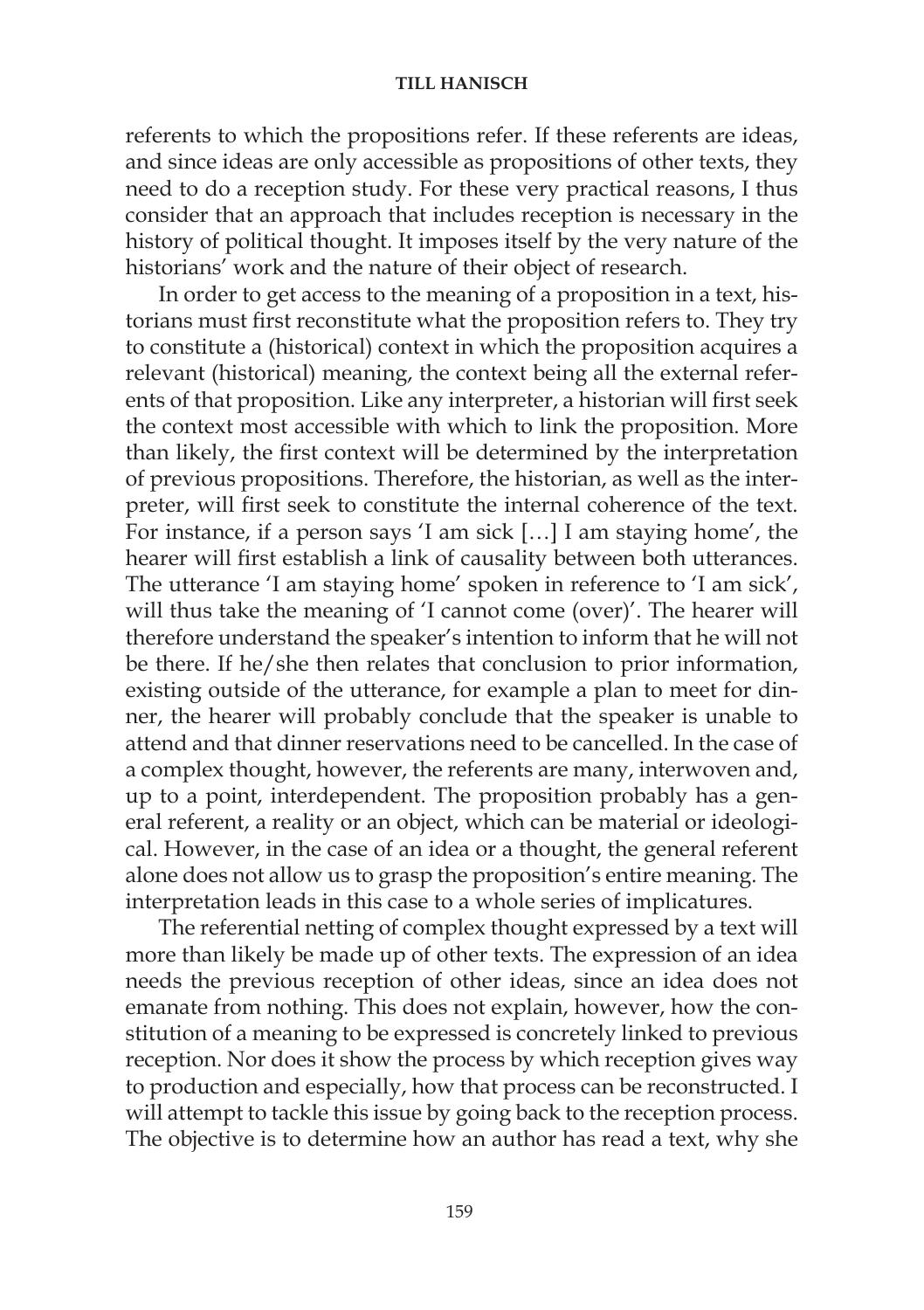referents to which the propositions refer. If these referents are ideas, and since ideas are only accessible as propositions of other texts, they need to do a reception study. For these very practical reasons, I thus consider that an approach that includes reception is necessary in the history of political thought. It imposes itself by the very nature of the historians' work and the nature of their object of research.

In order to get access to the meaning of a proposition in a text, historians must first reconstitute what the proposition refers to. They try to constitute a (historical) context in which the proposition acquires a relevant (historical) meaning, the context being all the external referents of that proposition. Like any interpreter, a historian will first seek the context most accessible with which to link the proposition. More than likely, the first context will be determined by the interpretation of previous propositions. Therefore, the historian, as well as the interpreter, will first seek to constitute the internal coherence of the text. For instance, if a person says 'I am sick […] I am staying home', the hearer will first establish a link of causality between both utterances. The utterance 'I am staying home' spoken in reference to 'I am sick', will thus take the meaning of 'I cannot come (over)'. The hearer will therefore understand the speaker's intention to inform that he will not be there. If he/she then relates that conclusion to prior information, existing outside of the utterance, for example a plan to meet for dinner, the hearer will probably conclude that the speaker is unable to attend and that dinner reservations need to be cancelled. In the case of a complex thought, however, the referents are many, interwoven and, up to a point, interdependent. The proposition probably has a general referent, a reality or an object, which can be material or ideological. However, in the case of an idea or a thought, the general referent alone does not allow us to grasp the proposition's entire meaning. The interpretation leads in this case to a whole series of implicatures.

The referential netting of complex thought expressed by a text will more than likely be made up of other texts. The expression of an idea needs the previous reception of other ideas, since an idea does not emanate from nothing. This does not explain, however, how the constitution of a meaning to be expressed is concretely linked to previous reception. Nor does it show the process by which reception gives way to production and especially, how that process can be reconstructed. I will attempt to tackle this issue by going back to the reception process. The objective is to determine how an author has read a text, why she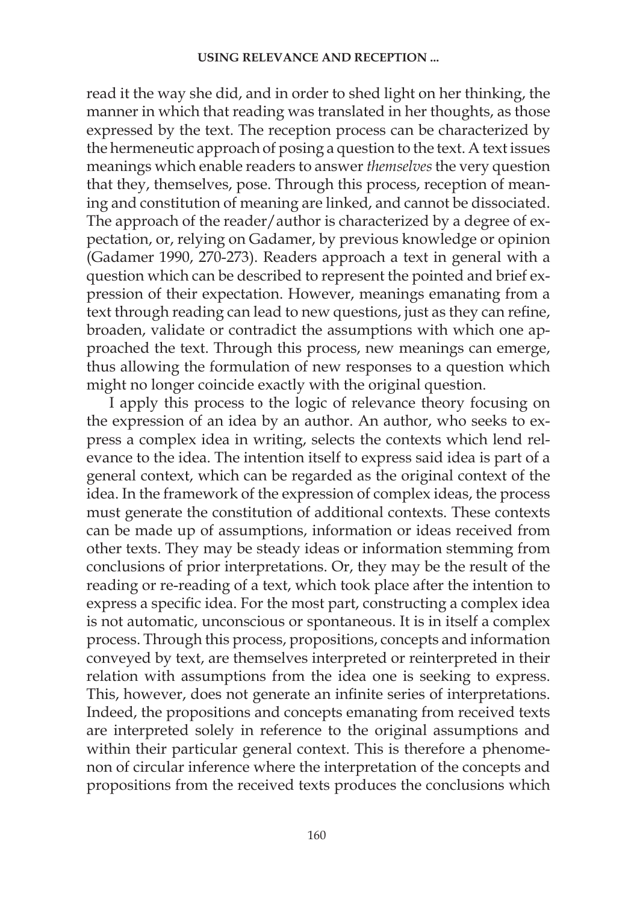read it the way she did, and in order to shed light on her thinking, the manner in which that reading was translated in her thoughts, as those expressed by the text. The reception process can be characterized by the hermeneutic approach of posing a question to the text. A text issues meanings which enable readers to answer *themselves* the very question that they, themselves, pose. Through this process, reception of meaning and constitution of meaning are linked, and cannot be dissociated. The approach of the reader/author is characterized by a degree of expectation, or, relying on Gadamer, by previous knowledge or opinion (Gadamer 1990, 270-273). Readers approach a text in general with a question which can be described to represent the pointed and brief expression of their expectation. However, meanings emanating from a text through reading can lead to new questions, just as they can refine, broaden, validate or contradict the assumptions with which one approached the text. Through this process, new meanings can emerge, thus allowing the formulation of new responses to a question which might no longer coincide exactly with the original question.

I apply this process to the logic of relevance theory focusing on the expression of an idea by an author. An author, who seeks to express a complex idea in writing, selects the contexts which lend relevance to the idea. The intention itself to express said idea is part of a general context, which can be regarded as the original context of the idea. In the framework of the expression of complex ideas, the process must generate the constitution of additional contexts. These contexts can be made up of assumptions, information or ideas received from other texts. They may be steady ideas or information stemming from conclusions of prior interpretations. Or, they may be the result of the reading or re-reading of a text, which took place after the intention to express a specific idea. For the most part, constructing a complex idea is not automatic, unconscious or spontaneous. It is in itself a complex process. Through this process, propositions, concepts and information conveyed by text, are themselves interpreted or reinterpreted in their relation with assumptions from the idea one is seeking to express. This, however, does not generate an infinite series of interpretations. Indeed, the propositions and concepts emanating from received texts are interpreted solely in reference to the original assumptions and within their particular general context. This is therefore a phenomenon of circular inference where the interpretation of the concepts and propositions from the received texts produces the conclusions which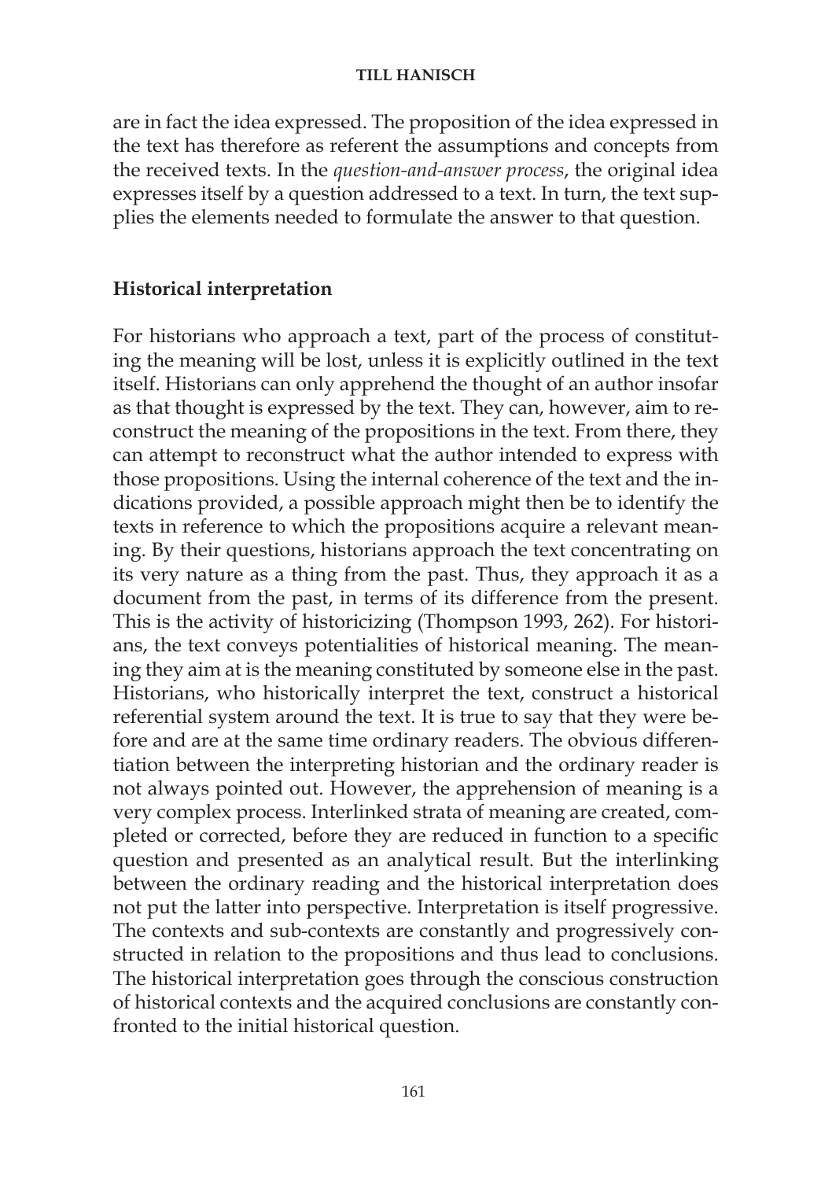are in fact the idea expressed. The proposition of the idea expressed in the text has therefore as referent the assumptions and concepts from the received texts. In the *question-and-answer process*, the original idea expresses itself by a question addressed to a text. In turn, the text supplies the elements needed to formulate the answer to that question.

## Historical interpretation

For historians who approach a text, part of the process of constituting the meaning will be lost, unless it is explicitly outlined in the text itself. Historians can only apprehend the thought of an author insofar as that thought is expressed by the text. They can, however, aim to reconstruct the meaning of the propositions in the text. From there, they can attempt to reconstruct what the author intended to express with those propositions. Using the internal coherence of the text and the indications provided, a possible approach might then be to identify the texts in reference to which the propositions acquire a relevant meaning. By their questions, historians approach the text concentrating on its very nature as a thing from the past. Thus, they approach it as a document from the past, in terms of its difference from the present. This is the activity of historicizing (Thompson 1993, 262). For historians, the text conveys potentialities of historical meaning. The meaning they aim at is the meaning constituted by someone else in the past. Historians, who historically interpret the text, construct a historical referential system around the text. It is true to say that they were before and are at the same time ordinary readers. The obvious differentiation between the interpreting historian and the ordinary reader is not always pointed out. However, the apprehension of meaning is a very complex process. Interlinked strata of meaning are created, completed or corrected, before they are reduced in function to a specific question and presented as an analytical result. But the interlinking between the ordinary reading and the historical interpretation does not put the latter into perspective. Interpretation is itself progressive. The contexts and sub-contexts are constantly and progressively constructed in relation to the propositions and thus lead to conclusions. The historical interpretation goes through the conscious construction of historical contexts and the acquired conclusions are constantly confronted to the initial historical question.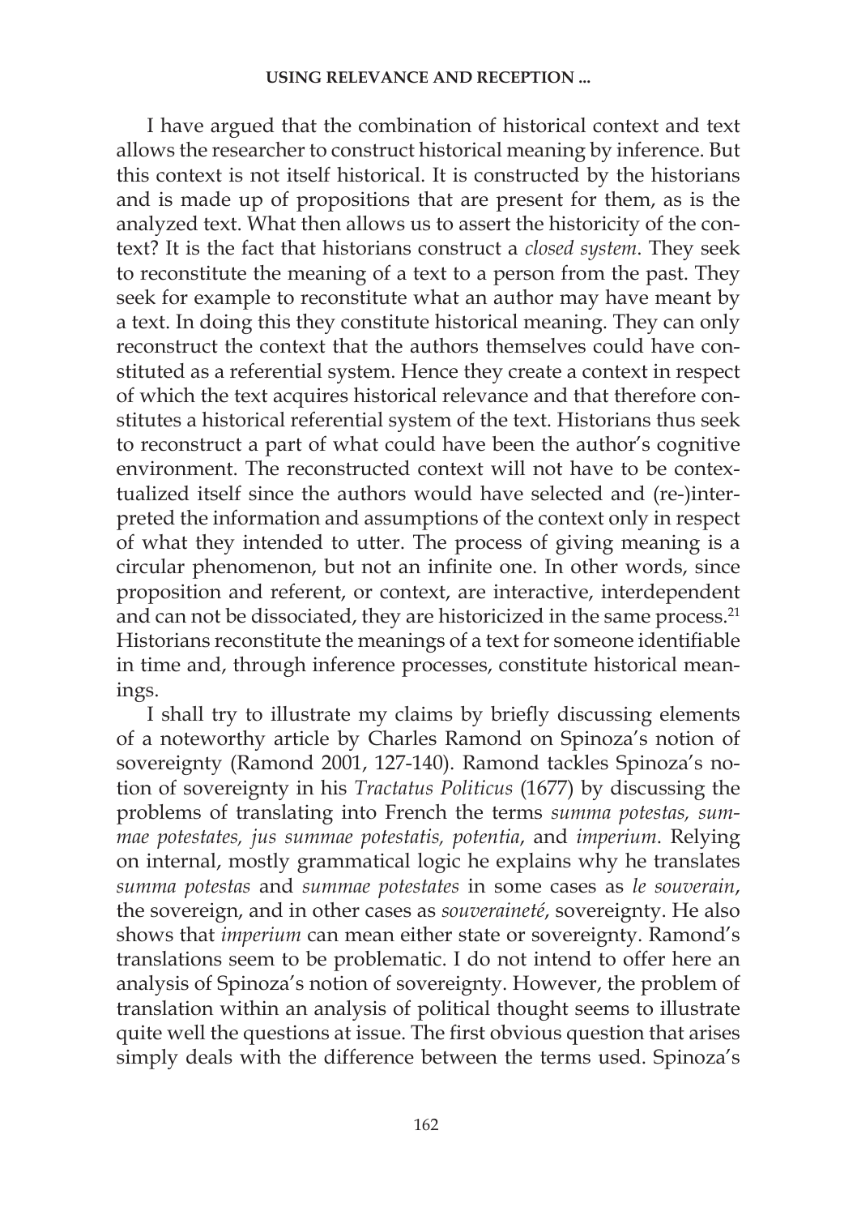I have argued that the combination of historical context and text allows the researcher to construct historical meaning by inference. But this context is not itself historical. It is constructed by the historians and is made up of propositions that are present for them, as is the analyzed text. What then allows us to assert the historicity of the context? It is the fact that historians construct a *closed system*. They seek to reconstitute the meaning of a text to a person from the past. They seek for example to reconstitute what an author may have meant by a text. In doing this they constitute historical meaning. They can only reconstruct the context that the authors themselves could have constituted as a referential system. Hence they create a context in respect of which the text acquires historical relevance and that therefore constitutes a historical referential system of the text. Historians thus seek to reconstruct a part of what could have been the author's cognitive environment. The reconstructed context will not have to be contextualized itself since the authors would have selected and (re-)interpreted the information and assumptions of the context only in respect of what they intended to utter. The process of giving meaning is a circular phenomenon, but not an infinite one. In other words, since proposition and referent, or context, are interactive, interdependent and can not be dissociated, they are historicized in the same process.[21] Historians reconstitute the meanings of a text for someone identifiable in time and, through inference processes, constitute historical meanings.

I shall try to illustrate my claims by briefly discussing elements of a noteworthy article by Charles Ramond on Spinoza's notion of sovereignty (Ramond 2001, 127-140). Ramond tackles Spinoza's notion of sovereignty in his *Tractatus Politicus* (1677) by discussing the problems of translating into French the terms *summa potestas, summae potestates, jus summae potestatis, potentia*, and *imperium*. Relying on internal, mostly grammatical logic he explains why he translates *summa potestas* and *summae potestates* in some cases as *le souverain*, the sovereign, and in other cases as *souveraineté*, sovereignty. He also shows that *imperium* can mean either state or sovereignty. Ramond's translations seem to be problematic. I do not intend to offer here an analysis of Spinoza's notion of sovereignty. However, the problem of translation within an analysis of political thought seems to illustrate quite well the questions at issue. The first obvious question that arises simply deals with the difference between the terms used. Spinoza's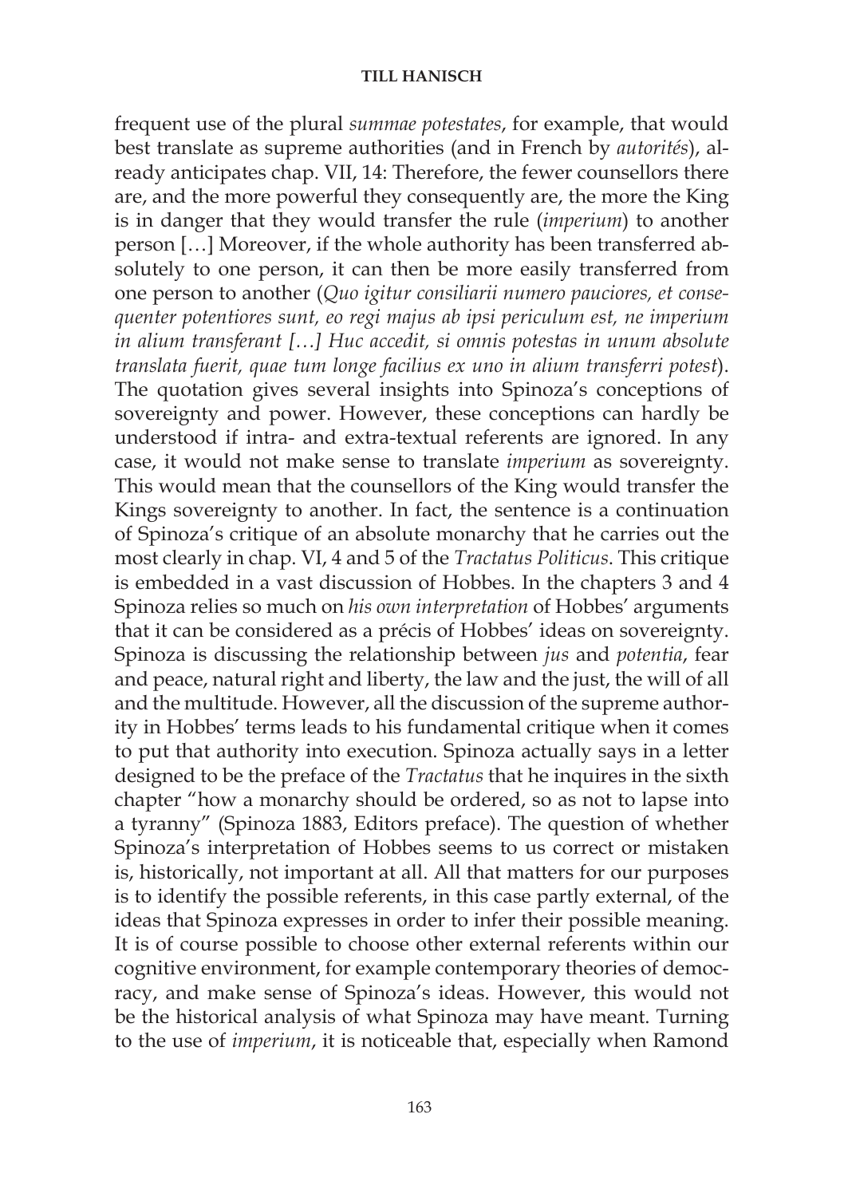frequent use of the plural *summae potestates*, for example, that would best translate as supreme authorities (and in French by *autorités*), already anticipates chap. VII, 14: Therefore, the fewer counsellors there are, and the more powerful they consequently are, the more the King is in danger that they would transfer the rule (*imperium*) to another person […] Moreover, if the whole authority has been transferred absolutely to one person, it can then be more easily transferred from one person to another (*Quo igitur consiliarii numero pauciores, et consequenter potentiores sunt, eo regi majus ab ipsi periculum est, ne imperium in alium transferant […] Huc accedit, si omnis potestas in unum absolute translata fuerit, quae tum longe facilius ex uno in alium transferri potest*). The quotation gives several insights into Spinoza's conceptions of sovereignty and power. However, these conceptions can hardly be understood if intra- and extra-textual referents are ignored. In any case, it would not make sense to translate *imperium* as sovereignty. This would mean that the counsellors of the King would transfer the Kings sovereignty to another. In fact, the sentence is a continuation of Spinoza's critique of an absolute monarchy that he carries out the most clearly in chap. VI, 4 and 5 of the *Tractatus Politicus*. This critique is embedded in a vast discussion of Hobbes. In the chapters 3 and 4 Spinoza relies so much on *his own interpretation* of Hobbes' arguments that it can be considered as a précis of Hobbes' ideas on sovereignty. Spinoza is discussing the relationship between *jus* and *potentia*, fear and peace, natural right and liberty, the law and the just, the will of all and the multitude. However, all the discussion of the supreme authority in Hobbes' terms leads to his fundamental critique when it comes to put that authority into execution. Spinoza actually says in a letter designed to be the preface of the *Tractatus* that he inquires in the sixth chapter "how a monarchy should be ordered, so as not to lapse into a tyranny" (Spinoza 1883, Editors preface). The question of whether Spinoza's interpretation of Hobbes seems to us correct or mistaken is, historically, not important at all. All that matters for our purposes is to identify the possible referents, in this case partly external, of the ideas that Spinoza expresses in order to infer their possible meaning. It is of course possible to choose other external referents within our cognitive environment, for example contemporary theories of democracy, and make sense of Spinoza's ideas. However, this would not be the historical analysis of what Spinoza may have meant. Turning to the use of *imperium*, it is noticeable that, especially when Ramond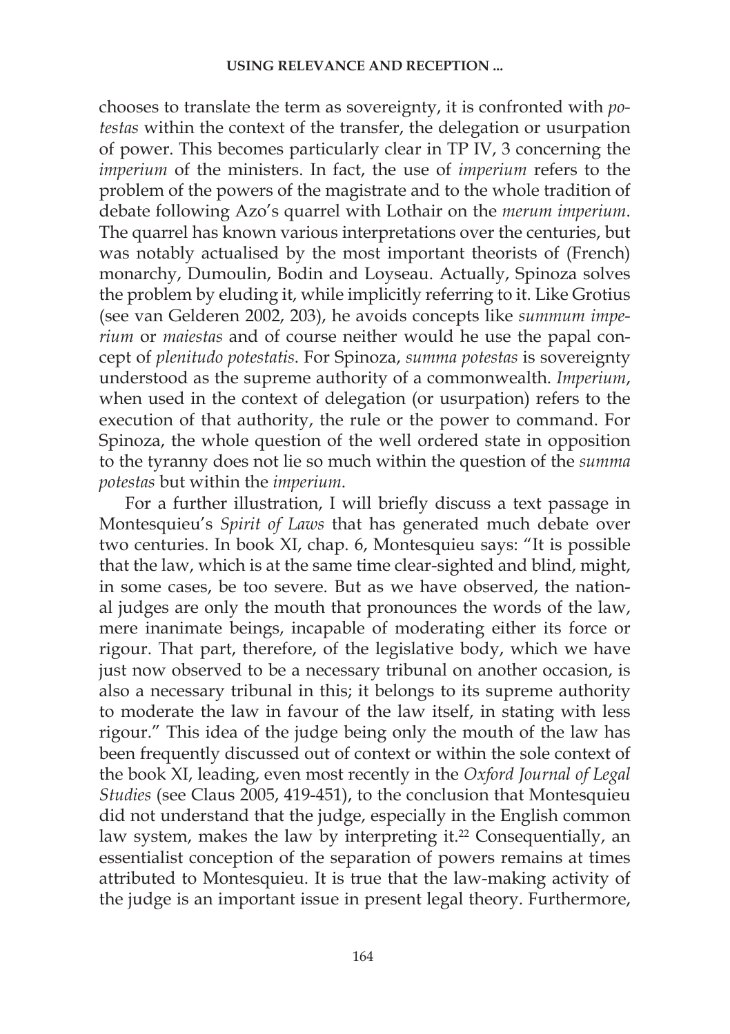chooses to translate the term as sovereignty, it is confronted with *potestas* within the context of the transfer, the delegation or usurpation of power. This becomes particularly clear in TP IV, 3 concerning the *imperium* of the ministers. In fact, the use of *imperium* refers to the problem of the powers of the magistrate and to the whole tradition of debate following Azo's quarrel with Lothair on the *merum imperium*. The quarrel has known various interpretations over the centuries, but was notably actualised by the most important theorists of (French) monarchy, Dumoulin, Bodin and Loyseau. Actually, Spinoza solves the problem by eluding it, while implicitly referring to it. Like Grotius (see van Gelderen 2002, 203), he avoids concepts like *summum imperium* or *maiestas* and of course neither would he use the papal concept of *plenitudo potestatis*. For Spinoza, *summa potestas* is sovereignty understood as the supreme authority of a commonwealth. *Imperium*, when used in the context of delegation (or usurpation) refers to the execution of that authority, the rule or the power to command. For Spinoza, the whole question of the well ordered state in opposition to the tyranny does not lie so much within the question of the *summa potestas* but within the *imperium*.

For a further illustration, I will briefly discuss a text passage in Montesquieu's *Spirit of Laws* that has generated much debate over two centuries. In book XI, chap. 6, Montesquieu says: "It is possible that the law, which is at the same time clear-sighted and blind, might, in some cases, be too severe. But as we have observed, the national judges are only the mouth that pronounces the words of the law, mere inanimate beings, incapable of moderating either its force or rigour. That part, therefore, of the legislative body, which we have just now observed to be a necessary tribunal on another occasion, is also a necessary tribunal in this; it belongs to its supreme authority to moderate the law in favour of the law itself, in stating with less rigour." This idea of the judge being only the mouth of the law has been frequently discussed out of context or within the sole context of the book XI, leading, even most recently in the *Oxford Journal of Legal Studies* (see Claus 2005, 419-451), to the conclusion that Montesquieu did not understand that the judge, especially in the English common law system, makes the law by interpreting it.[22] Consequentially, an essentialist conception of the separation of powers remains at times attributed to Montesquieu. It is true that the law-making activity of the judge is an important issue in present legal theory. Furthermore,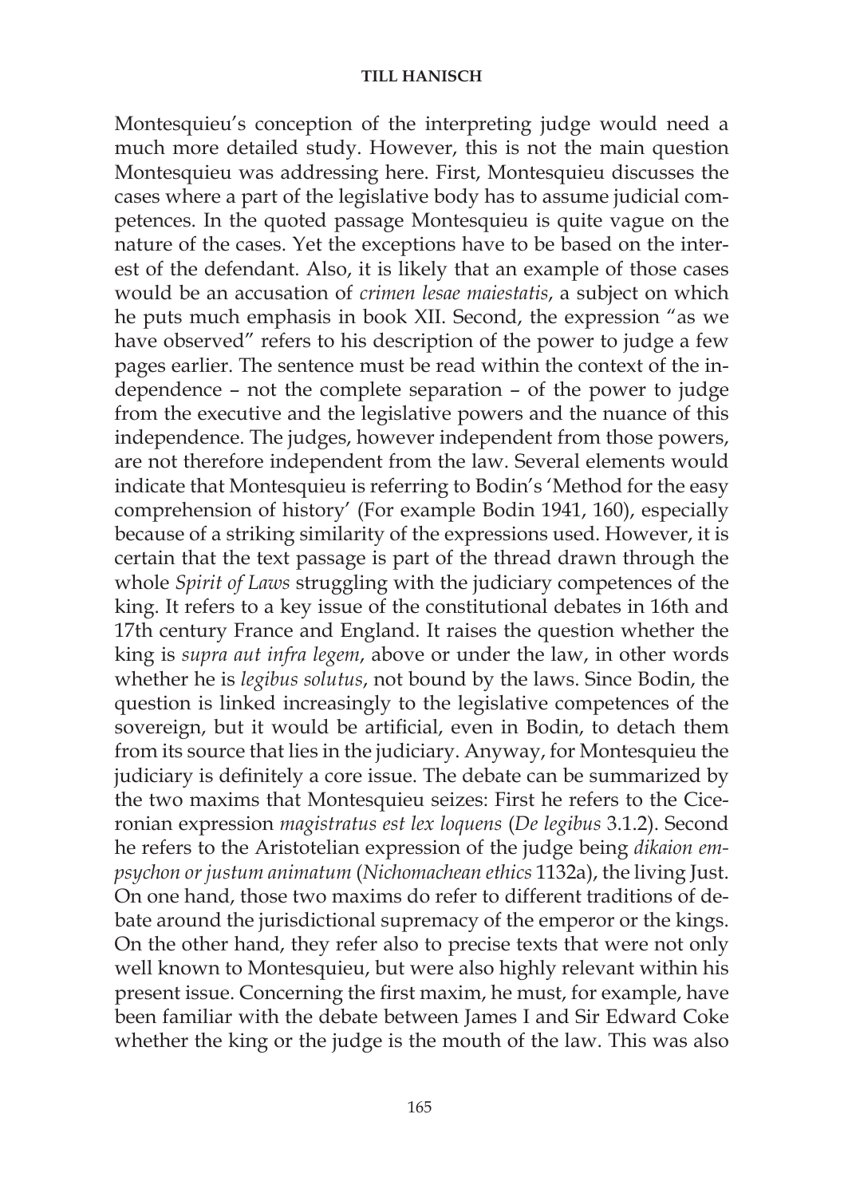Montesquieu's conception of the interpreting judge would need a much more detailed study. However, this is not the main question Montesquieu was addressing here. First, Montesquieu discusses the cases where a part of the legislative body has to assume judicial competences. In the quoted passage Montesquieu is quite vague on the nature of the cases. Yet the exceptions have to be based on the interest of the defendant. Also, it is likely that an example of those cases would be an accusation of *crimen lesae maiestatis*, a subject on which he puts much emphasis in book XII. Second, the expression "as we have observed" refers to his description of the power to judge a few pages earlier. The sentence must be read within the context of the independence – not the complete separation – of the power to judge from the executive and the legislative powers and the nuance of this independence. The judges, however independent from those powers, are not therefore independent from the law. Several elements would indicate that Montesquieu is referring to Bodin's 'Method for the easy comprehension of history' (For example Bodin 1941, 160), especially because of a striking similarity of the expressions used. However, it is certain that the text passage is part of the thread drawn through the whole *Spirit of Laws* struggling with the judiciary competences of the king. It refers to a key issue of the constitutional debates in 16th and 17th century France and England. It raises the question whether the king is *supra aut infra legem*, above or under the law, in other words whether he is *legibus solutus*, not bound by the laws. Since Bodin, the question is linked increasingly to the legislative competences of the sovereign, but it would be artificial, even in Bodin, to detach them from its source that lies in the judiciary. Anyway, for Montesquieu the judiciary is definitely a core issue. The debate can be summarized by the two maxims that Montesquieu seizes: First he refers to the Ciceronian expression *magistratus est lex loquens* (*De legibus* 3.1.2). Second he refers to the Aristotelian expression of the judge being *dikaion empsychon or justum animatum* (*Nichomachean ethics* 1132a), the living Just. On one hand, those two maxims do refer to different traditions of debate around the jurisdictional supremacy of the emperor or the kings. On the other hand, they refer also to precise texts that were not only well known to Montesquieu, but were also highly relevant within his present issue. Concerning the first maxim, he must, for example, have been familiar with the debate between James I and Sir Edward Coke whether the king or the judge is the mouth of the law. This was also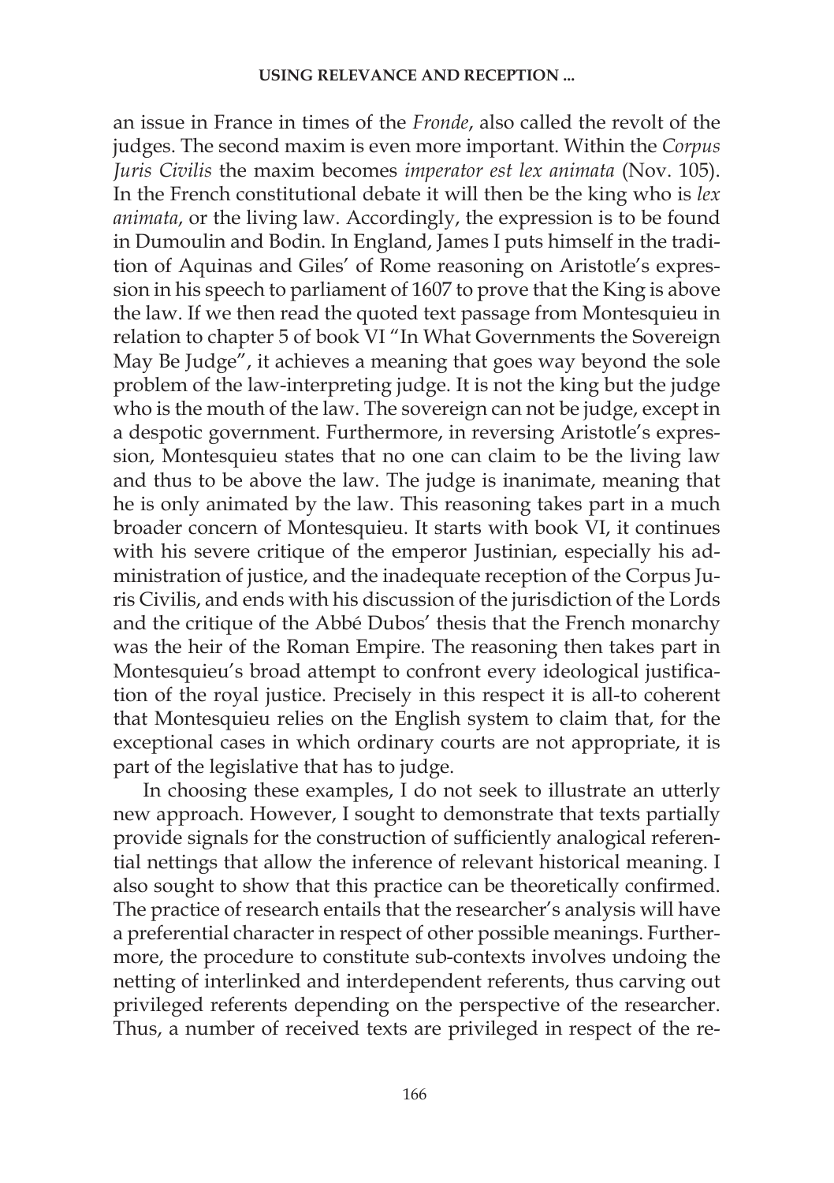an issue in France in times of the *Fronde*, also called the revolt of the judges. The second maxim is even more important. Within the *Corpus Juris Civilis* the maxim becomes *imperator est lex animata* (Nov. 105). In the French constitutional debate it will then be the king who is *lex animata*, or the living law. Accordingly, the expression is to be found in Dumoulin and Bodin. In England, James I puts himself in the tradition of Aquinas and Giles' of Rome reasoning on Aristotle's expression in his speech to parliament of 1607 to prove that the King is above the law. If we then read the quoted text passage from Montesquieu in relation to chapter 5 of book VI "In What Governments the Sovereign May Be Judge", it achieves a meaning that goes way beyond the sole problem of the law-interpreting judge. It is not the king but the judge who is the mouth of the law. The sovereign can not be judge, except in a despotic government. Furthermore, in reversing Aristotle's expression, Montesquieu states that no one can claim to be the living law and thus to be above the law. The judge is inanimate, meaning that he is only animated by the law. This reasoning takes part in a much broader concern of Montesquieu. It starts with book VI, it continues with his severe critique of the emperor Justinian, especially his administration of justice, and the inadequate reception of the Corpus Juris Civilis, and ends with his discussion of the jurisdiction of the Lords and the critique of the Abbé Dubos' thesis that the French monarchy was the heir of the Roman Empire. The reasoning then takes part in Montesquieu's broad attempt to confront every ideological justification of the royal justice. Precisely in this respect it is all-to coherent that Montesquieu relies on the English system to claim that, for the exceptional cases in which ordinary courts are not appropriate, it is part of the legislative that has to judge.

In choosing these examples, I do not seek to illustrate an utterly new approach. However, I sought to demonstrate that texts partially provide signals for the construction of sufficiently analogical referential nettings that allow the inference of relevant historical meaning. I also sought to show that this practice can be theoretically confirmed. The practice of research entails that the researcher's analysis will have a preferential character in respect of other possible meanings. Furthermore, the procedure to constitute sub-contexts involves undoing the netting of interlinked and interdependent referents, thus carving out privileged referents depending on the perspective of the researcher. Thus, a number of received texts are privileged in respect of the re-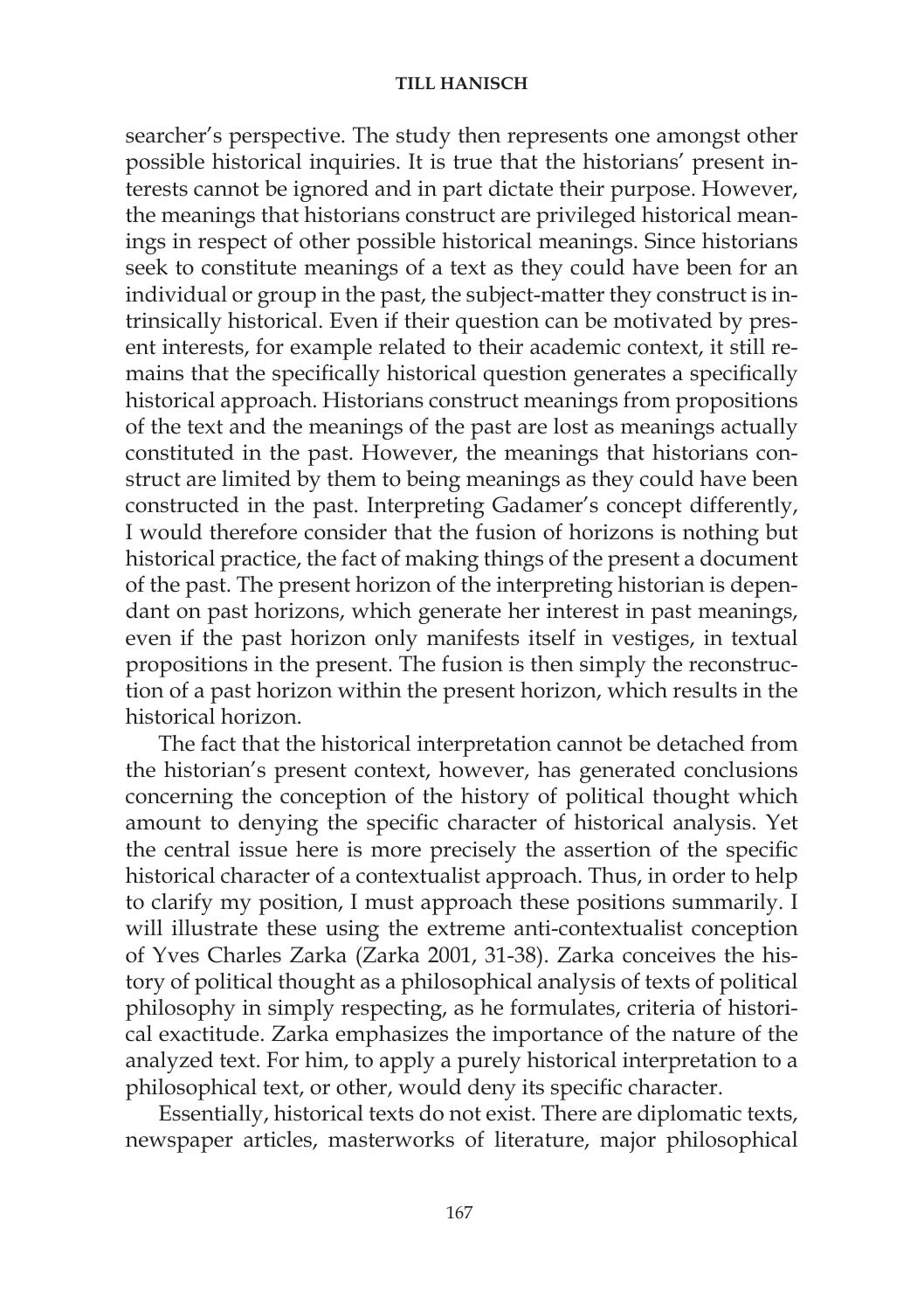searcher's perspective. The study then represents one amongst other possible historical inquiries. It is true that the historians' present interests cannot be ignored and in part dictate their purpose. However, the meanings that historians construct are privileged historical meanings in respect of other possible historical meanings. Since historians seek to constitute meanings of a text as they could have been for an individual or group in the past, the subject-matter they construct is intrinsically historical. Even if their question can be motivated by present interests, for example related to their academic context, it still remains that the specifically historical question generates a specifically historical approach. Historians construct meanings from propositions of the text and the meanings of the past are lost as meanings actually constituted in the past. However, the meanings that historians construct are limited by them to being meanings as they could have been constructed in the past. Interpreting Gadamer's concept differently, I would therefore consider that the fusion of horizons is nothing but historical practice, the fact of making things of the present a document of the past. The present horizon of the interpreting historian is dependant on past horizons, which generate her interest in past meanings, even if the past horizon only manifests itself in vestiges, in textual propositions in the present. The fusion is then simply the reconstruction of a past horizon within the present horizon, which results in the historical horizon.

The fact that the historical interpretation cannot be detached from the historian's present context, however, has generated conclusions concerning the conception of the history of political thought which amount to denying the specific character of historical analysis. Yet the central issue here is more precisely the assertion of the specific historical character of a contextualist approach. Thus, in order to help to clarify my position, I must approach these positions summarily. I will illustrate these using the extreme anti-contextualist conception of Yves Charles Zarka (Zarka 2001, 31-38). Zarka conceives the history of political thought as a philosophical analysis of texts of political philosophy in simply respecting, as he formulates, criteria of historical exactitude. Zarka emphasizes the importance of the nature of the analyzed text. For him, to apply a purely historical interpretation to a philosophical text, or other, would deny its specific character.

Essentially, historical texts do not exist. There are diplomatic texts, newspaper articles, masterworks of literature, major philosophical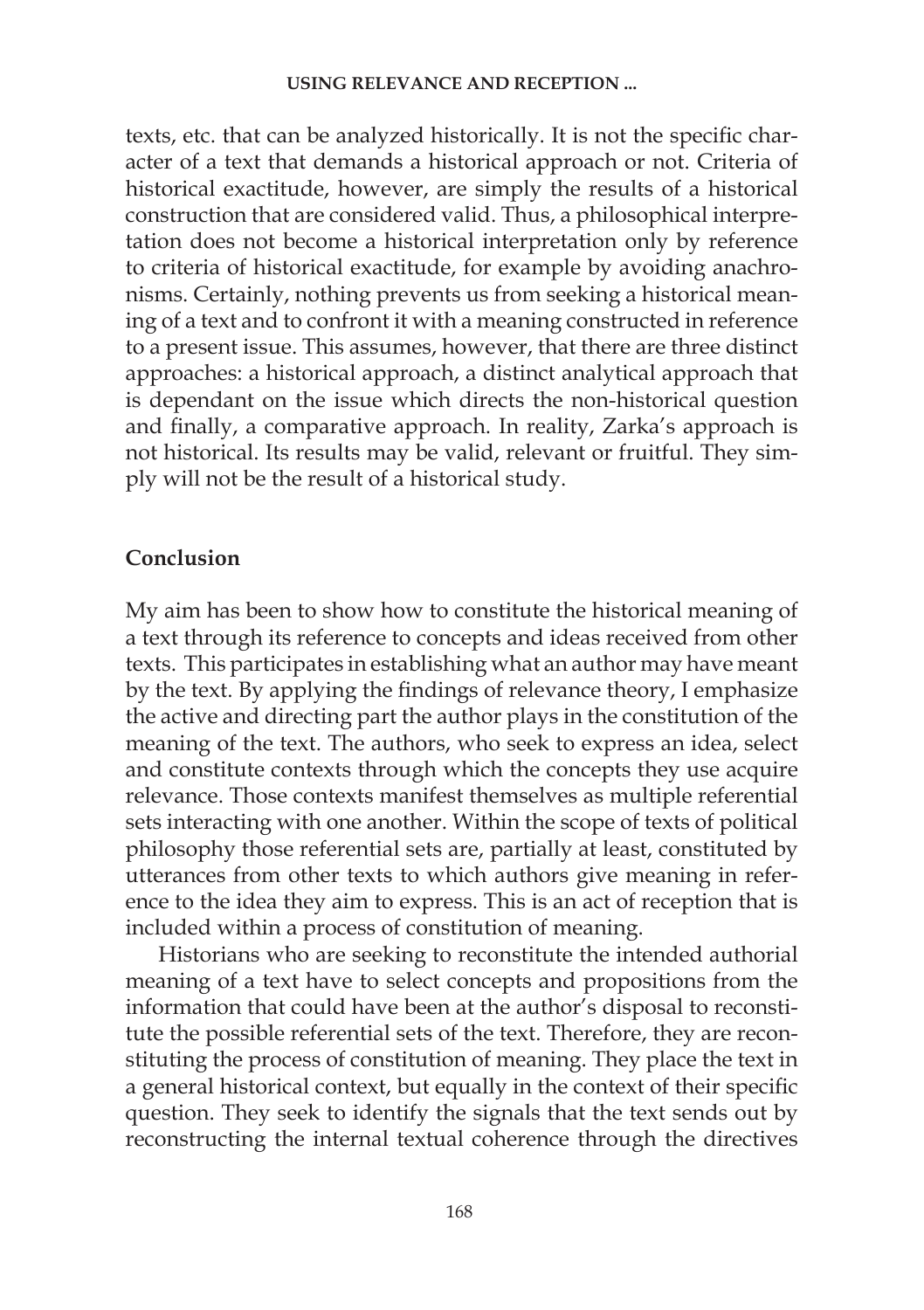texts, etc. that can be analyzed historically. It is not the specific character of a text that demands a historical approach or not. Criteria of historical exactitude, however, are simply the results of a historical construction that are considered valid. Thus, a philosophical interpretation does not become a historical interpretation only by reference to criteria of historical exactitude, for example by avoiding anachronisms. Certainly, nothing prevents us from seeking a historical meaning of a text and to confront it with a meaning constructed in reference to a present issue. This assumes, however, that there are three distinct approaches: a historical approach, a distinct analytical approach that is dependant on the issue which directs the non-historical question and finally, a comparative approach. In reality, Zarka's approach is not historical. Its results may be valid, relevant or fruitful. They simply will not be the result of a historical study.

## Conclusion

My aim has been to show how to constitute the historical meaning of a text through its reference to concepts and ideas received from other texts. This participates in establishing what an author may have meant by the text. By applying the findings of relevance theory, I emphasize the active and directing part the author plays in the constitution of the meaning of the text. The authors, who seek to express an idea, select and constitute contexts through which the concepts they use acquire relevance. Those contexts manifest themselves as multiple referential sets interacting with one another. Within the scope of texts of political philosophy those referential sets are, partially at least, constituted by utterances from other texts to which authors give meaning in reference to the idea they aim to express. This is an act of reception that is included within a process of constitution of meaning.

Historians who are seeking to reconstitute the intended authorial meaning of a text have to select concepts and propositions from the information that could have been at the author's disposal to reconstitute the possible referential sets of the text. Therefore, they are reconstituting the process of constitution of meaning. They place the text in a general historical context, but equally in the context of their specific question. They seek to identify the signals that the text sends out by reconstructing the internal textual coherence through the directives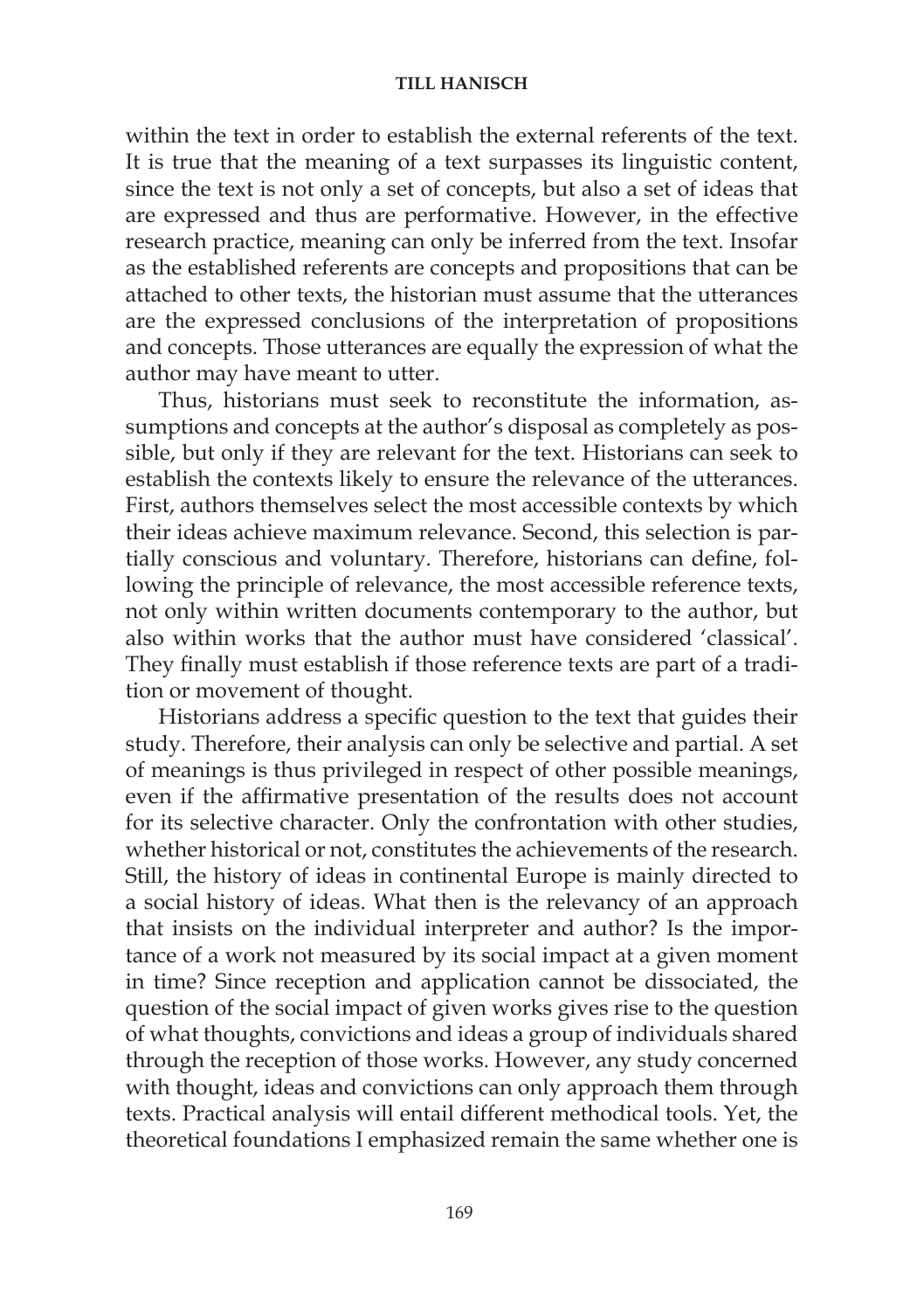within the text in order to establish the external referents of the text. It is true that the meaning of a text surpasses its linguistic content, since the text is not only a set of concepts, but also a set of ideas that are expressed and thus are performative. However, in the effective research practice, meaning can only be inferred from the text. Insofar as the established referents are concepts and propositions that can be attached to other texts, the historian must assume that the utterances are the expressed conclusions of the interpretation of propositions and concepts. Those utterances are equally the expression of what the author may have meant to utter.

Thus, historians must seek to reconstitute the information, assumptions and concepts at the author's disposal as completely as possible, but only if they are relevant for the text. Historians can seek to establish the contexts likely to ensure the relevance of the utterances. First, authors themselves select the most accessible contexts by which their ideas achieve maximum relevance. Second, this selection is partially conscious and voluntary. Therefore, historians can define, following the principle of relevance, the most accessible reference texts, not only within written documents contemporary to the author, but also within works that the author must have considered 'classical'. They finally must establish if those reference texts are part of a tradition or movement of thought.

Historians address a specific question to the text that guides their study. Therefore, their analysis can only be selective and partial. A set of meanings is thus privileged in respect of other possible meanings, even if the affirmative presentation of the results does not account for its selective character. Only the confrontation with other studies, whether historical or not, constitutes the achievements of the research. Still, the history of ideas in continental Europe is mainly directed to a social history of ideas. What then is the relevancy of an approach that insists on the individual interpreter and author? Is the importance of a work not measured by its social impact at a given moment in time? Since reception and application cannot be dissociated, the question of the social impact of given works gives rise to the question of what thoughts, convictions and ideas a group of individuals shared through the reception of those works. However, any study concerned with thought, ideas and convictions can only approach them through texts. Practical analysis will entail different methodical tools. Yet, the theoretical foundations I emphasized remain the same whether one is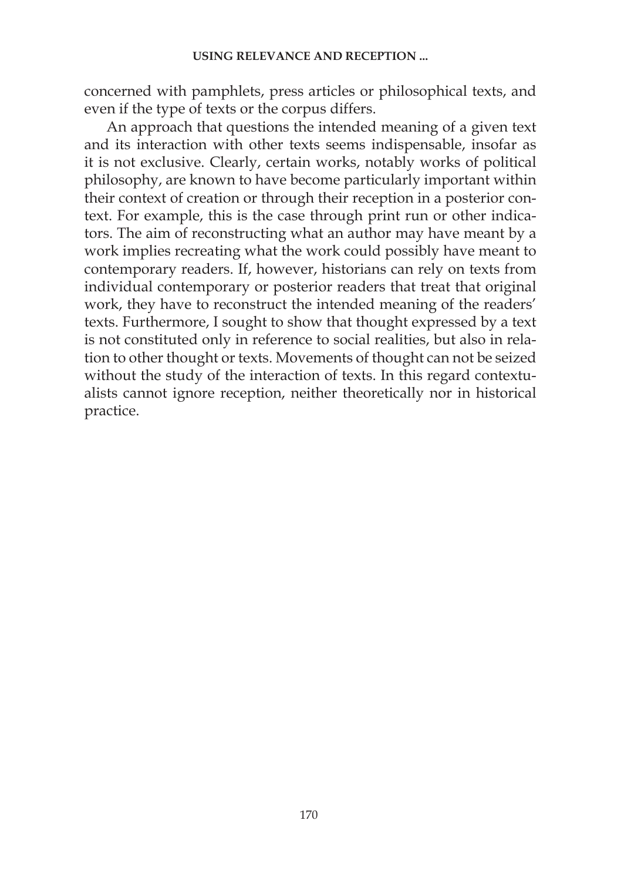concerned with pamphlets, press articles or philosophical texts, and even if the type of texts or the corpus differs.

An approach that questions the intended meaning of a given text and its interaction with other texts seems indispensable, insofar as it is not exclusive. Clearly, certain works, notably works of political philosophy, are known to have become particularly important within their context of creation or through their reception in a posterior context. For example, this is the case through print run or other indicators. The aim of reconstructing what an author may have meant by a work implies recreating what the work could possibly have meant to contemporary readers. If, however, historians can rely on texts from individual contemporary or posterior readers that treat that original work, they have to reconstruct the intended meaning of the readers' texts. Furthermore, I sought to show that thought expressed by a text is not constituted only in reference to social realities, but also in relation to other thought or texts. Movements of thought can not be seized without the study of the interaction of texts. In this regard contextualists cannot ignore reception, neither theoretically nor in historical practice.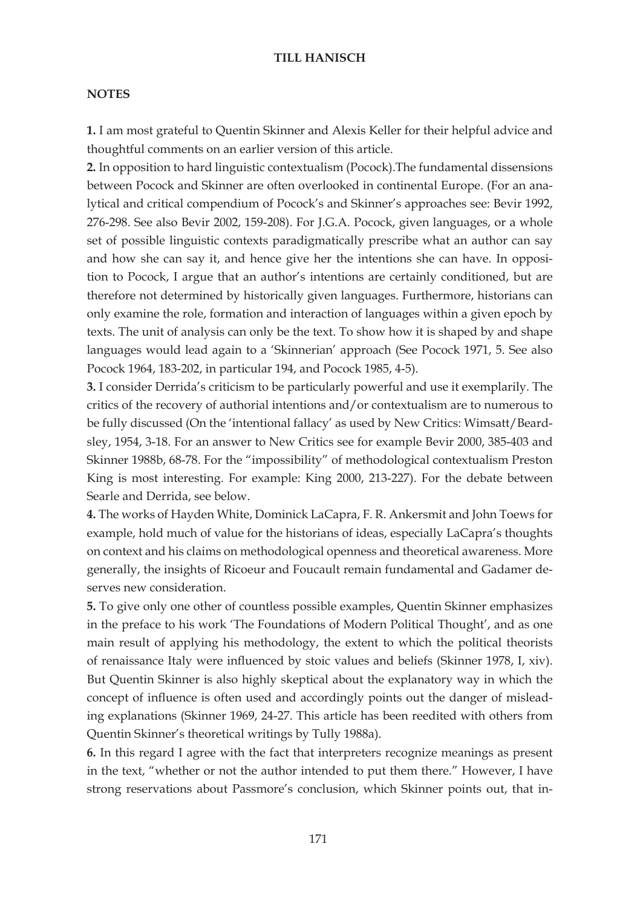## NOTES

**1.** I am most grateful to Quentin Skinner and Alexis Keller for their helpful advice and thoughtful comments on an earlier version of this article.

**2.** In opposition to hard linguistic contextualism (Pocock).The fundamental dissensions between Pocock and Skinner are often overlooked in continental Europe. (For an analytical and critical compendium of Pocock's and Skinner's approaches see: Bevir 1992, 276-298. See also Bevir 2002, 159-208). For J.G.A. Pocock, given languages, or a whole set of possible linguistic contexts paradigmatically prescribe what an author can say and how she can say it, and hence give her the intentions she can have. In opposition to Pocock, I argue that an author's intentions are certainly conditioned, but are therefore not determined by historically given languages. Furthermore, historians can only examine the role, formation and interaction of languages within a given epoch by texts. The unit of analysis can only be the text. To show how it is shaped by and shape languages would lead again to a 'Skinnerian' approach (See Pocock 1971, 5. See also Pocock 1964, 183-202, in particular 194, and Pocock 1985, 4-5).

**3.** I consider Derrida's criticism to be particularly powerful and use it exemplarily. The critics of the recovery of authorial intentions and/or contextualism are to numerous to be fully discussed (On the 'intentional fallacy' as used by New Critics: Wimsatt/Beardsley, 1954, 3-18. For an answer to New Critics see for example Bevir 2000, 385-403 and Skinner 1988b, 68-78. For the "impossibility" of methodological contextualism Preston King is most interesting. For example: King 2000, 213-227). For the debate between Searle and Derrida, see below.

**4.** The works of Hayden White, Dominick LaCapra, F. R. Ankersmit and John Toews for example, hold much of value for the historians of ideas, especially LaCapra's thoughts on context and his claims on methodological openness and theoretical awareness. More generally, the insights of Ricoeur and Foucault remain fundamental and Gadamer deserves new consideration.

**5.** To give only one other of countless possible examples, Quentin Skinner emphasizes in the preface to his work 'The Foundations of Modern Political Thought', and as one main result of applying his methodology, the extent to which the political theorists of renaissance Italy were influenced by stoic values and beliefs (Skinner 1978, I, xiv). But Quentin Skinner is also highly skeptical about the explanatory way in which the concept of influence is often used and accordingly points out the danger of misleading explanations (Skinner 1969, 24-27. This article has been reedited with others from Quentin Skinner's theoretical writings by Tully 1988a).

**6.** In this regard I agree with the fact that interpreters recognize meanings as present in the text, "whether or not the author intended to put them there." However, I have strong reservations about Passmore's conclusion, which Skinner points out, that in-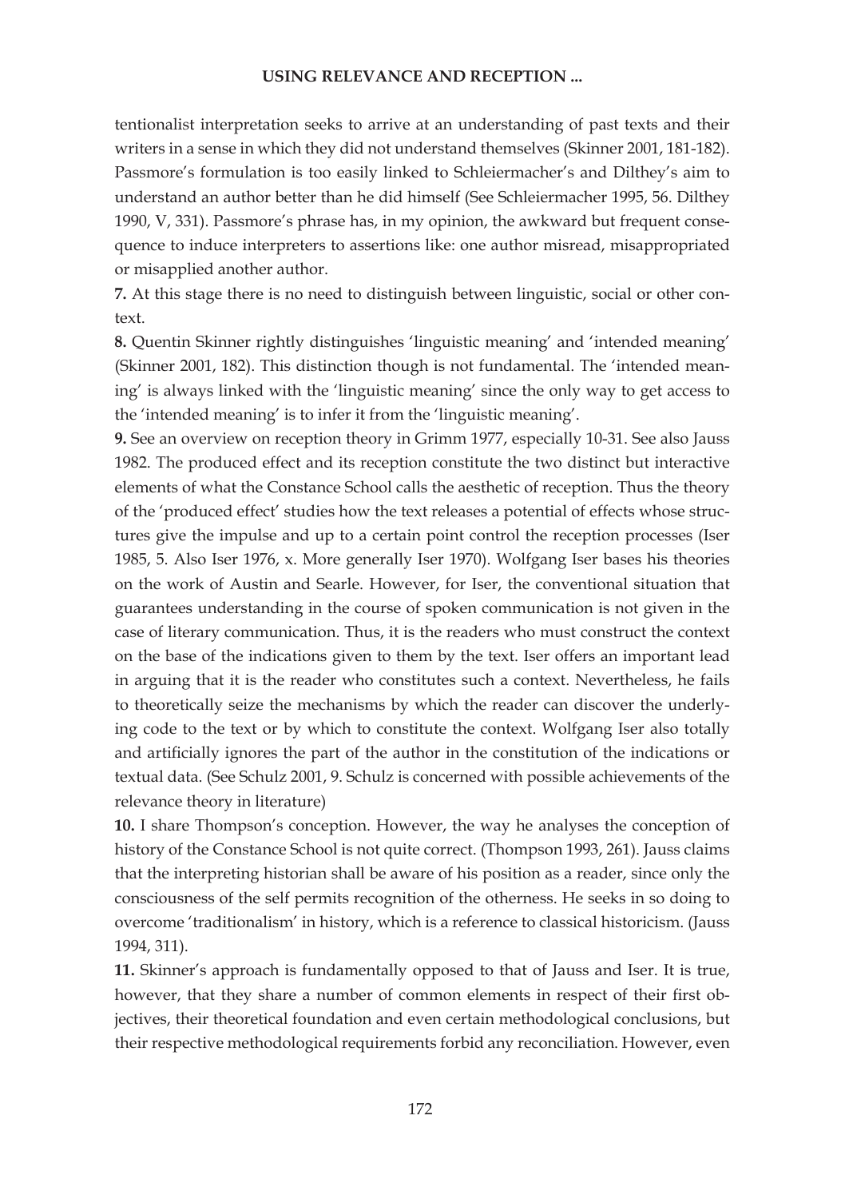tentionalist interpretation seeks to arrive at an understanding of past texts and their writers in a sense in which they did not understand themselves (Skinner 2001, 181-182). Passmore's formulation is too easily linked to Schleiermacher's and Dilthey's aim to understand an author better than he did himself (See Schleiermacher 1995, 56. Dilthey 1990, V, 331). Passmore's phrase has, in my opinion, the awkward but frequent consequence to induce interpreters to assertions like: one author misread, misappropriated or misapplied another author.

**7.** At this stage there is no need to distinguish between linguistic, social or other context.

**8.** Quentin Skinner rightly distinguishes 'linguistic meaning' and 'intended meaning' (Skinner 2001, 182). This distinction though is not fundamental. The 'intended meaning' is always linked with the 'linguistic meaning' since the only way to get access to the 'intended meaning' is to infer it from the 'linguistic meaning'.

**9.** See an overview on reception theory in Grimm 1977, especially 10-31. See also Jauss 1982. The produced effect and its reception constitute the two distinct but interactive elements of what the Constance School calls the aesthetic of reception. Thus the theory of the 'produced effect' studies how the text releases a potential of effects whose structures give the impulse and up to a certain point control the reception processes (Iser 1985, 5. Also Iser 1976, x. More generally Iser 1970). Wolfgang Iser bases his theories on the work of Austin and Searle. However, for Iser, the conventional situation that guarantees understanding in the course of spoken communication is not given in the case of literary communication. Thus, it is the readers who must construct the context on the base of the indications given to them by the text. Iser offers an important lead in arguing that it is the reader who constitutes such a context. Nevertheless, he fails to theoretically seize the mechanisms by which the reader can discover the underlying code to the text or by which to constitute the context. Wolfgang Iser also totally and artificially ignores the part of the author in the constitution of the indications or textual data. (See Schulz 2001, 9. Schulz is concerned with possible achievements of the relevance theory in literature)

**10.** I share Thompson's conception. However, the way he analyses the conception of history of the Constance School is not quite correct. (Thompson 1993, 261). Jauss claims that the interpreting historian shall be aware of his position as a reader, since only the consciousness of the self permits recognition of the otherness. He seeks in so doing to overcome 'traditionalism' in history, which is a reference to classical historicism. (Jauss 1994, 311).

**11.** Skinner's approach is fundamentally opposed to that of Jauss and Iser. It is true, however, that they share a number of common elements in respect of their first objectives, their theoretical foundation and even certain methodological conclusions, but their respective methodological requirements forbid any reconciliation. However, even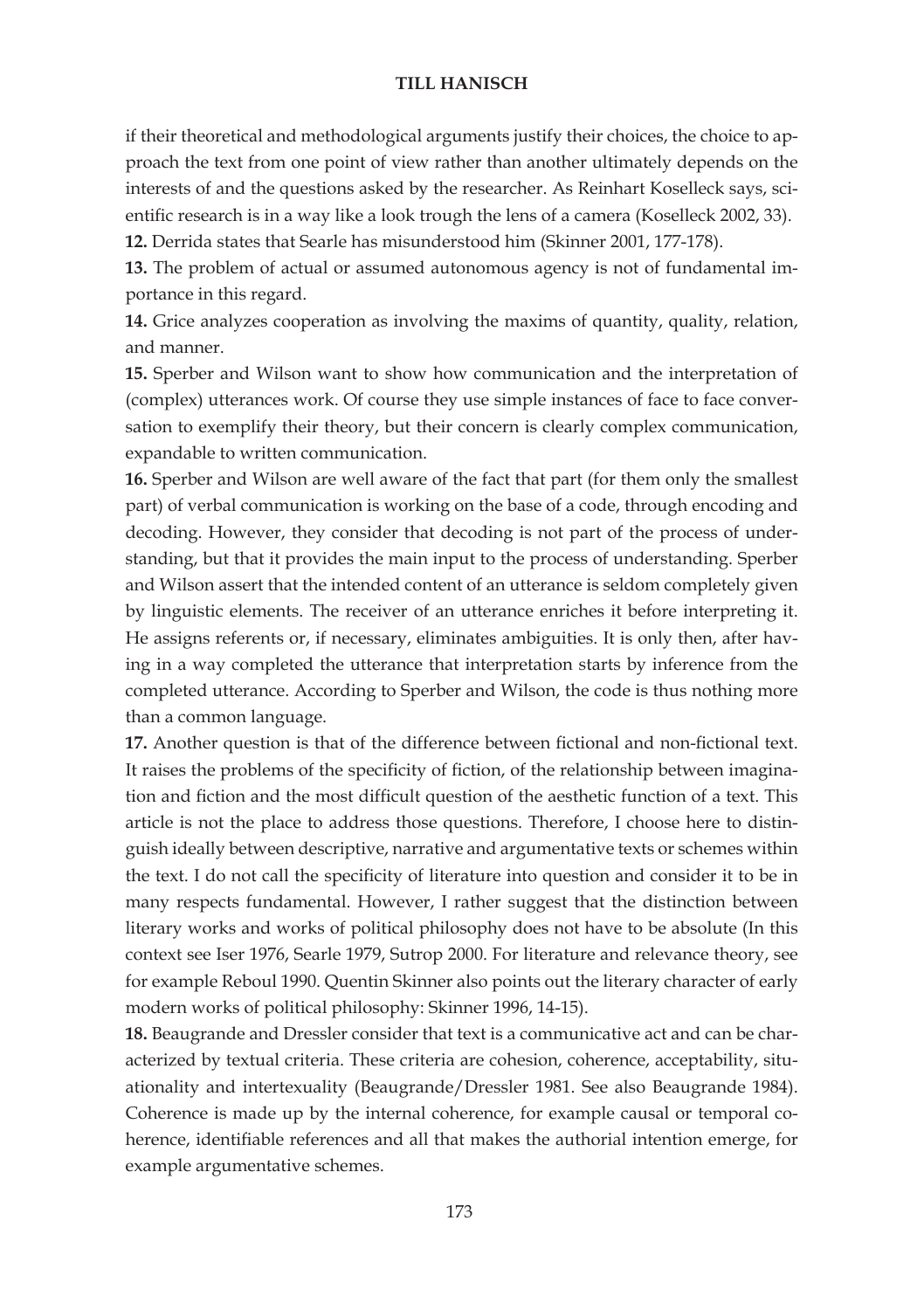if their theoretical and methodological arguments justify their choices, the choice to approach the text from one point of view rather than another ultimately depends on the interests of and the questions asked by the researcher. As Reinhart Koselleck says, scientific research is in a way like a look trough the lens of a camera (Koselleck 2002, 33).

**12.** Derrida states that Searle has misunderstood him (Skinner 2001, 177-178).

**13.** The problem of actual or assumed autonomous agency is not of fundamental importance in this regard.

**14.** Grice analyzes cooperation as involving the maxims of quantity, quality, relation, and manner.

**15.** Sperber and Wilson want to show how communication and the interpretation of (complex) utterances work. Of course they use simple instances of face to face conversation to exemplify their theory, but their concern is clearly complex communication, expandable to written communication.

**16.** Sperber and Wilson are well aware of the fact that part (for them only the smallest part) of verbal communication is working on the base of a code, through encoding and decoding. However, they consider that decoding is not part of the process of understanding, but that it provides the main input to the process of understanding. Sperber and Wilson assert that the intended content of an utterance is seldom completely given by linguistic elements. The receiver of an utterance enriches it before interpreting it. He assigns referents or, if necessary, eliminates ambiguities. It is only then, after having in a way completed the utterance that interpretation starts by inference from the completed utterance. According to Sperber and Wilson, the code is thus nothing more than a common language.

**17.** Another question is that of the difference between fictional and non-fictional text. It raises the problems of the specificity of fiction, of the relationship between imagination and fiction and the most difficult question of the aesthetic function of a text. This article is not the place to address those questions. Therefore, I choose here to distinguish ideally between descriptive, narrative and argumentative texts or schemes within the text. I do not call the specificity of literature into question and consider it to be in many respects fundamental. However, I rather suggest that the distinction between literary works and works of political philosophy does not have to be absolute (In this context see Iser 1976, Searle 1979, Sutrop 2000. For literature and relevance theory, see for example Reboul 1990. Quentin Skinner also points out the literary character of early modern works of political philosophy: Skinner 1996, 14-15).

**18.** Beaugrande and Dressler consider that text is a communicative act and can be characterized by textual criteria. These criteria are cohesion, coherence, acceptability, situationality and intertexuality (Beaugrande/Dressler 1981. See also Beaugrande 1984). Coherence is made up by the internal coherence, for example causal or temporal coherence, identifiable references and all that makes the authorial intention emerge, for example argumentative schemes.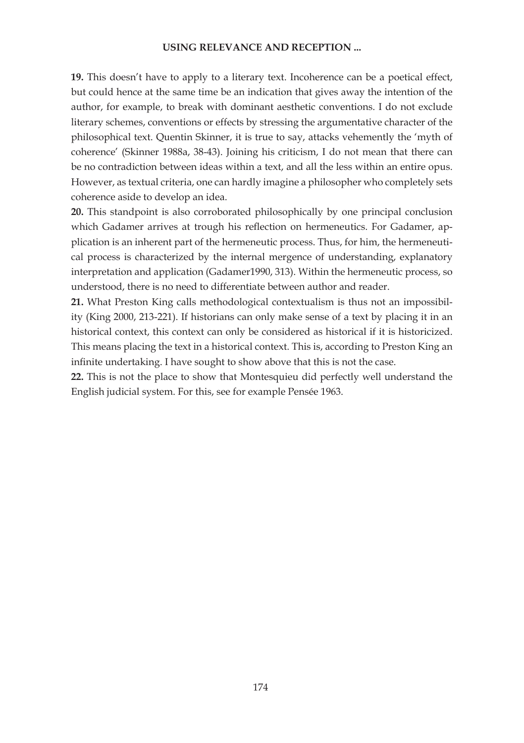**19.** This doesn't have to apply to a literary text. Incoherence can be a poetical effect, but could hence at the same time be an indication that gives away the intention of the author, for example, to break with dominant aesthetic conventions. I do not exclude literary schemes, conventions or effects by stressing the argumentative character of the philosophical text. Quentin Skinner, it is true to say, attacks vehemently the 'myth of coherence' (Skinner 1988a, 38-43). Joining his criticism, I do not mean that there can be no contradiction between ideas within a text, and all the less within an entire opus. However, as textual criteria, one can hardly imagine a philosopher who completely sets coherence aside to develop an idea.

**20.** This standpoint is also corroborated philosophically by one principal conclusion which Gadamer arrives at trough his reflection on hermeneutics. For Gadamer, application is an inherent part of the hermeneutic process. Thus, for him, the hermeneutical process is characterized by the internal mergence of understanding, explanatory interpretation and application (Gadamer1990, 313). Within the hermeneutic process, so understood, there is no need to differentiate between author and reader.

**21.** What Preston King calls methodological contextualism is thus not an impossibility (King 2000, 213-221). If historians can only make sense of a text by placing it in an historical context, this context can only be considered as historical if it is historicized. This means placing the text in a historical context. This is, according to Preston King an infinite undertaking. I have sought to show above that this is not the case.

**22.** This is not the place to show that Montesquieu did perfectly well understand the English judicial system. For this, see for example Pensée 1963.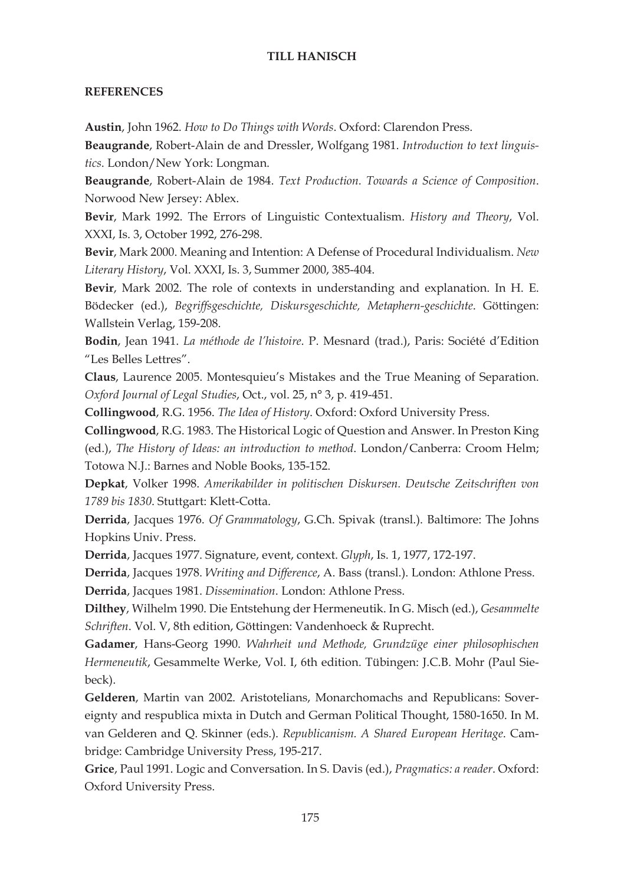## REFERENCES

**Austin**, John 1962. *How to Do Things with Words*. Oxford: Clarendon Press.

**Beaugrande**, Robert-Alain de and Dressler, Wolfgang 1981. *Introduction to text linguistics*. London/New York: Longman.

**Beaugrande**, Robert-Alain de 1984. *Text Production. Towards a Science of Composition*. Norwood New Jersey: Ablex.

**Bevir**, Mark 1992. The Errors of Linguistic Contextualism. *History and Theory*, Vol. XXXI, Is. 3, October 1992, 276-298.

**Bevir**, Mark 2000. Meaning and Intention: A Defense of Procedural Individualism. *New Literary History*, Vol. XXXI, Is. 3, Summer 2000, 385-404.

**Bevir**, Mark 2002. The role of contexts in understanding and explanation. In H. E. Bödecker (ed.), *Begriffsgeschichte, Diskursgeschichte, Metaphern-geschichte*. Göttingen: Wallstein Verlag, 159-208.

**Bodin**, Jean 1941. *La méthode de l'histoire*. P. Mesnard (trad.), Paris: Société d'Edition "Les Belles Lettres".

**Claus**, Laurence 2005. Montesquieu's Mistakes and the True Meaning of Separation. *Oxford Journal of Legal Studies*, Oct., vol. 25, n° 3, p. 419-451.

**Collingwood**, R.G. 1956. *The Idea of History*. Oxford: Oxford University Press.

**Collingwood**, R.G. 1983. The Historical Logic of Question and Answer. In Preston King (ed.), *The History of Ideas: an introduction to method*. London/Canberra: Croom Helm; Totowa N.J.: Barnes and Noble Books, 135-152.

**Depkat**, Volker 1998. *Amerikabilder in politischen Diskursen. Deutsche Zeitschriften von 1789 bis 1830*. Stuttgart: Klett-Cotta.

**Derrida**, Jacques 1976. *Of Grammatology*, G.Ch. Spivak (transl.). Baltimore: The Johns Hopkins Univ. Press.

**Derrida**, Jacques 1977. Signature, event, context. *Glyph*, Is. 1, 1977, 172-197.

**Derrida**, Jacques 1978. *Writing and Difference*, A. Bass (transl.). London: Athlone Press.

**Derrida**, Jacques 1981. *Dissemination*. London: Athlone Press.

**Dilthey**, Wilhelm 1990. Die Entstehung der Hermeneutik. In G. Misch (ed.), *Gesammelte Schriften*. Vol. V, 8th edition, Göttingen: Vandenhoeck & Ruprecht.

**Gadamer**, Hans-Georg 1990. *Wahrheit und Methode, Grundzüge einer philosophischen Hermeneutik*, Gesammelte Werke, Vol. I, 6th edition. Tübingen: J.C.B. Mohr (Paul Siebeck).

**Gelderen**, Martin van 2002. Aristotelians, Monarchomachs and Republicans: Sovereignty and respublica mixta in Dutch and German Political Thought, 1580-1650. In M. van Gelderen and Q. Skinner (eds.). *Republicanism. A Shared European Heritage*. Cambridge: Cambridge University Press, 195-217.

**Grice**, Paul 1991. Logic and Conversation. In S. Davis (ed.), *Pragmatics: a reader*. Oxford: Oxford University Press.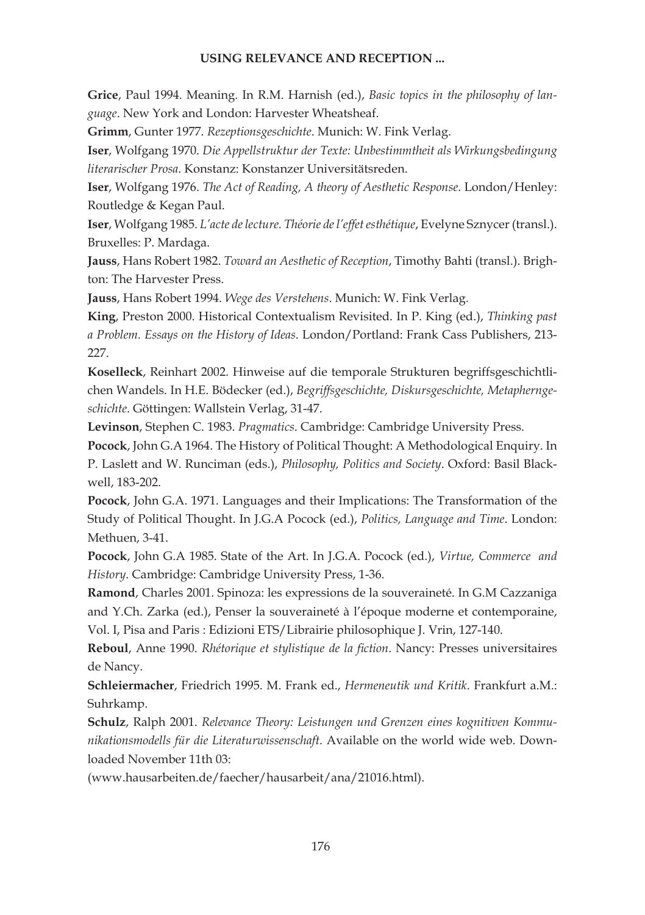**Grice**, Paul 1994. Meaning. In R.M. Harnish (ed.), *Basic topics in the philosophy of language*. New York and London: Harvester Wheatsheaf.

**Grimm**, Gunter 1977. *Rezeptionsgeschichte*. Munich: W. Fink Verlag.

**Iser**, Wolfgang 1970. *Die Appellstruktur der Texte: Unbestimmtheit als Wirkungsbedingung literarischer Prosa*. Konstanz: Konstanzer Universitätsreden.

**Iser**, Wolfgang 1976. *The Act of Reading, A theory of Aesthetic Response*. London/Henley: Routledge & Kegan Paul.

**Iser**, Wolfgang 1985. *L'acte de lecture. Théorie de l'effet esthétique*, Evelyne Sznycer (transl.). Bruxelles: P. Mardaga.

**Jauss**, Hans Robert 1982. *Toward an Aesthetic of Reception*, Timothy Bahti (transl.). Brighton: The Harvester Press.

**Jauss**, Hans Robert 1994. *Wege des Verstehens*. Munich: W. Fink Verlag.

**King**, Preston 2000. Historical Contextualism Revisited. In P. King (ed.), *Thinking past a Problem. Essays on the History of Ideas*. London/Portland: Frank Cass Publishers, 213-227.

**Koselleck**, Reinhart 2002. Hinweise auf die temporale Strukturen begriffsgeschichtlichen Wandels. In H.E. Bödecker (ed.), *Begriffsgeschichte, Diskursgeschichte, Metapherngeschichte*. Göttingen: Wallstein Verlag, 31-47.

**Levinson**, Stephen C. 1983. *Pragmatics*. Cambridge: Cambridge University Press.

**Pocock**, John G.A 1964. The History of Political Thought: A Methodological Enquiry. In P. Laslett and W. Runciman (eds.), *Philosophy, Politics and Society*. Oxford: Basil Blackwell, 183-202.

**Pocock**, John G.A. 1971. Languages and their Implications: The Transformation of the Study of Political Thought. In J.G.A Pocock (ed.), *Politics, Language and Time*. London: Methuen, 3-41.

**Pocock**, John G.A 1985. State of the Art. In J.G.A. Pocock (ed.), *Virtue, Commerce and History*. Cambridge: Cambridge University Press, 1-36.

**Ramond**, Charles 2001. Spinoza: les expressions de la souveraineté. In G.M Cazzaniga and Y.Ch. Zarka (ed.), Penser la souveraineté à l'époque moderne et contemporaine, Vol. I, Pisa and Paris : Edizioni ETS/Librairie philosophique J. Vrin, 127-140.

**Reboul**, Anne 1990. *Rhétorique et stylistique de la fiction*. Nancy: Presses universitaires de Nancy.

**Schleiermacher**, Friedrich 1995. M. Frank ed., *Hermeneutik und Kritik*. Frankfurt a.M.: Suhrkamp.

**Schulz**, Ralph 2001. *Relevance Theory: Leistungen und Grenzen eines kognitiven Kommunikationsmodells für die Literaturwissenschaft*. Available on the world wide web. Downloaded November 11th 03:

(www.hausarbeiten.de/faecher/hausarbeit/ana/21016.html).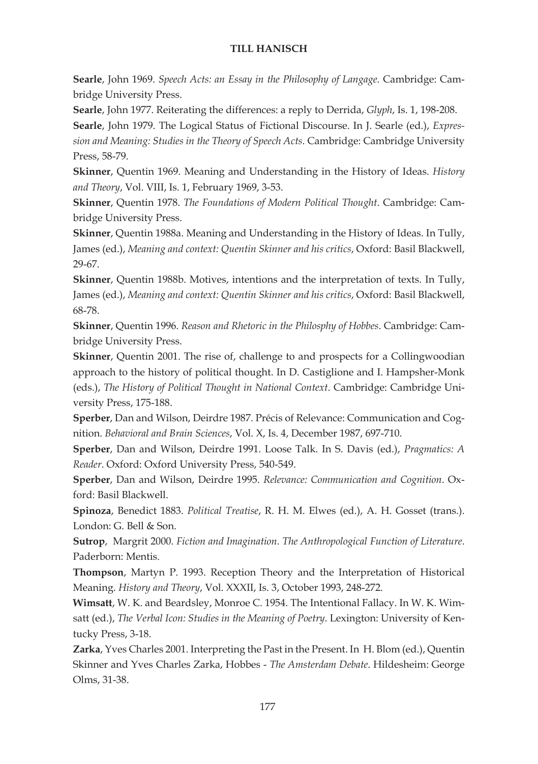**Searle**, John 1969. *Speech Acts: an Essay in the Philosophy of Langage*. Cambridge: Cambridge University Press.

**Searle**, John 1977. Reiterating the differences: a reply to Derrida, *Glyph*, Is. 1, 198-208.

**Searle**, John 1979. The Logical Status of Fictional Discourse. In J. Searle (ed.), *Expression and Meaning: Studies in the Theory of Speech Acts*. Cambridge: Cambridge University Press, 58-79.

**Skinner**, Quentin 1969. Meaning and Understanding in the History of Ideas. *History and Theory*, Vol. VIII, Is. 1, February 1969, 3-53.

**Skinner**, Quentin 1978. *The Foundations of Modern Political Thought*. Cambridge: Cambridge University Press.

**Skinner**, Quentin 1988a. Meaning and Understanding in the History of Ideas. In Tully, James (ed.), *Meaning and context: Quentin Skinner and his critics*, Oxford: Basil Blackwell, 29-67.

**Skinner**, Quentin 1988b. Motives, intentions and the interpretation of texts. In Tully, James (ed.), *Meaning and context: Quentin Skinner and his critics*, Oxford: Basil Blackwell, 68-78.

**Skinner**, Quentin 1996. *Reason and Rhetoric in the Philosphy of Hobbes*. Cambridge: Cambridge University Press.

**Skinner**, Quentin 2001. The rise of, challenge to and prospects for a Collingwoodian approach to the history of political thought. In D. Castiglione and I. Hampsher-Monk (eds.), *The History of Political Thought in National Context*. Cambridge: Cambridge University Press, 175-188.

**Sperber**, Dan and Wilson, Deirdre 1987. Précis of Relevance: Communication and Cognition. *Behavioral and Brain Sciences*, Vol. X, Is. 4, December 1987, 697-710.

**Sperber**, Dan and Wilson, Deirdre 1991. Loose Talk. In S. Davis (ed.), *Pragmatics: A Reader*. Oxford: Oxford University Press, 540-549.

**Sperber**, Dan and Wilson, Deirdre 1995. *Relevance: Communication and Cognition*. Oxford: Basil Blackwell.

**Spinoza**, Benedict 1883. *Political Treatise*, R. H. M. Elwes (ed.), A. H. Gosset (trans.). London: G. Bell & Son.

**Sutrop**, Margrit 2000. *Fiction and Imagination. The Anthropological Function of Literature*. Paderborn: Mentis.

**Thompson**, Martyn P. 1993. Reception Theory and the Interpretation of Historical Meaning. *History and Theory*, Vol. XXXII, Is. 3, October 1993, 248-272.

**Wimsatt**, W. K. and Beardsley, Monroe C. 1954. The Intentional Fallacy. In W. K. Wimsatt (ed.), *The Verbal Icon: Studies in the Meaning of Poetry*. Lexington: University of Kentucky Press, 3-18.

**Zarka**, Yves Charles 2001. Interpreting the Past in the Present. In H. Blom (ed.), Quentin Skinner and Yves Charles Zarka, Hobbes - *The Amsterdam Debate*. Hildesheim: George Olms, 31-38.